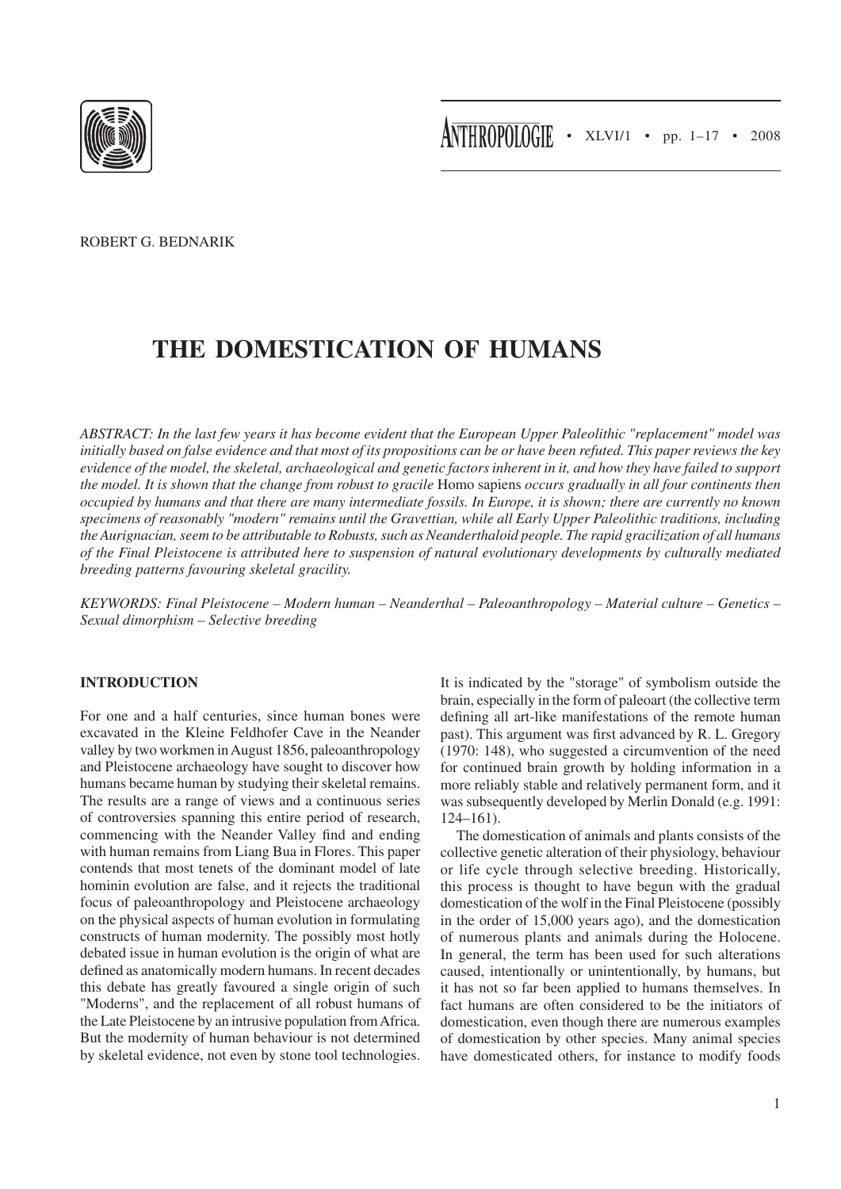ROBERT G. BEDNARIK

# THE DOMESTICATION OF HUMANS

*ABSTRACT: In the last few years it has become evident that the European Upper Paleolithic "replacement" model was initially based on false evidence and that most of its propositions can be or have been refuted. This paper reviews the key evidence of the model, the skeletal, archaeological and genetic factors inherent in it, and how they have failed to support the model. It is shown that the change from robust to gracile* Homo sapiens *occurs gradually in all four continents then occupied by humans and that there are many intermediate fossils. In Europe, it is shown; there are currently no known specimens of reasonably "modern" remains until the Gravettian, while all Early Upper Paleolithic traditions, including the Aurignacian, seem to be attributable to Robusts, such as Neanderthaloid people. The rapid gracilization of all humans of the Final Pleistocene is attributed here to suspension of natural evolutionary developments by culturally mediated breeding patterns favouring skeletal gracility.*

*KEYWORDS: Final Pleistocene – Modern human – Neanderthal – Paleoanthropology – Material culture – Genetics – Sexual dimorphism – Selective breeding*

## INTRODUCTION

For one and a half centuries, since human bones were excavated in the Kleine Feldhofer Cave in the Neander valley by two workmen in August 1856, paleoanthropology and Pleistocene archaeology have sought to discover how humans became human by studying their skeletal remains. The results are a range of views and a continuous series of controversies spanning this entire period of research, commencing with the Neander Valley find and ending with human remains from Liang Bua in Flores. This paper contends that most tenets of the dominant model of late hominin evolution are false, and it rejects the traditional focus of paleoanthropology and Pleistocene archaeology on the physical aspects of human evolution in formulating constructs of human modernity. The possibly most hotly debated issue in human evolution is the origin of what are defined as anatomically modern humans. In recent decades this debate has greatly favoured a single origin of such "Moderns", and the replacement of all robust humans of the Late Pleistocene by an intrusive population from Africa. But the modernity of human behaviour is not determined by skeletal evidence, not even by stone tool technologies. It is indicated by the "storage" of symbolism outside the brain, especially in the form of paleoart (the collective term defining all art-like manifestations of the remote human past). This argument was first advanced by R. L. Gregory (1970: 148), who suggested a circumvention of the need for continued brain growth by holding information in a more reliably stable and relatively permanent form, and it was subsequently developed by Merlin Donald (e.g. 1991: 124–161).

The domestication of animals and plants consists of the collective genetic alteration of their physiology, behaviour or life cycle through selective breeding. Historically, this process is thought to have begun with the gradual domestication of the wolf in the Final Pleistocene (possibly in the order of 15,000 years ago), and the domestication of numerous plants and animals during the Holocene. In general, the term has been used for such alterations caused, intentionally or unintentionally, by humans, but it has not so far been applied to humans themselves. In fact humans are often considered to be the initiators of domestication, even though there are numerous examples of domestication by other species. Many animal species have domesticated others, for instance to modify foods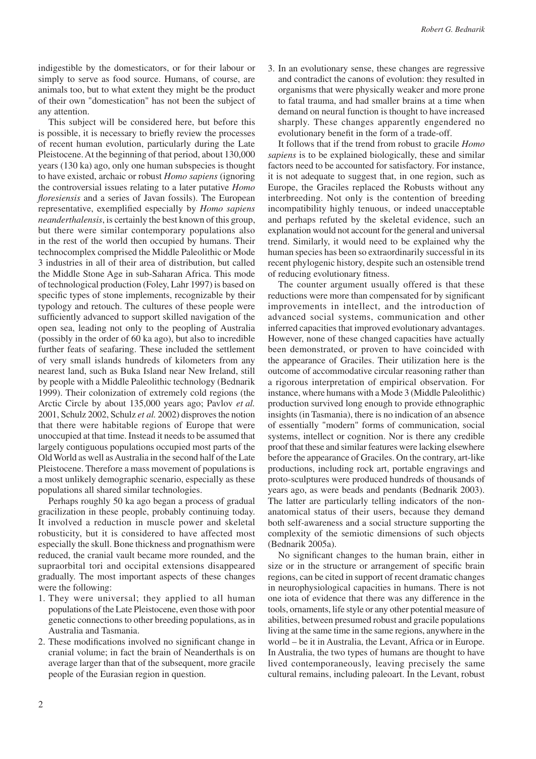indigestible by the domesticators, or for their labour or simply to serve as food source. Humans, of course, are animals too, but to what extent they might be the product of their own "domestication" has not been the subject of any attention.

This subject will be considered here, but before this is possible, it is necessary to briefly review the processes of recent human evolution, particularly during the Late Pleistocene. At the beginning of that period, about 130,000 years (130 ka) ago, only one human subspecies is thought to have existed, archaic or robust *Homo sapiens* (ignoring the controversial issues relating to a later putative *Homo floresiensis* and a series of Javan fossils). The European representative, exemplified especially by *Homo sapiens neanderthalensis*, is certainly the best known of this group, but there were similar contemporary populations also in the rest of the world then occupied by humans. Their technocomplex comprised the Middle Paleolithic or Mode 3 industries in all of their area of distribution, but called the Middle Stone Age in sub-Saharan Africa. This mode of technological production (Foley, Lahr 1997) is based on specific types of stone implements, recognizable by their typology and retouch. The cultures of these people were sufficiently advanced to support skilled navigation of the open sea, leading not only to the peopling of Australia (possibly in the order of 60 ka ago), but also to incredible further feats of seafaring. These included the settlement of very small islands hundreds of kilometers from any nearest land, such as Buka Island near New Ireland, still by people with a Middle Paleolithic technology (Bednarik 1999). Their colonization of extremely cold regions (the Arctic Circle by about 135,000 years ago; Pavlov *et al.* 2001, Schulz 2002, Schulz *et al.* 2002) disproves the notion that there were habitable regions of Europe that were unoccupied at that time. Instead it needs to be assumed that largely contiguous populations occupied most parts of the Old World as well as Australia in the second half of the Late Pleistocene. Therefore a mass movement of populations is a most unlikely demographic scenario, especially as these populations all shared similar technologies.

Perhaps roughly 50 ka ago began a process of gradual gracilization in these people, probably continuing today. It involved a reduction in muscle power and skeletal robusticity, but it is considered to have affected most especially the skull. Bone thickness and prognathism were reduced, the cranial vault became more rounded, and the supraorbital tori and occipital extensions disappeared gradually. The most important aspects of these changes were the following:

1. They were universal; they applied to all human populations of the Late Pleistocene, even those with poor genetic connections to other breeding populations, as in Australia and Tasmania.
2. These modifications involved no significant change in cranial volume; in fact the brain of Neanderthals is on average larger than that of the subsequent, more gracile people of the Eurasian region in question.
3. In an evolutionary sense, these changes are regressive and contradict the canons of evolution: they resulted in organisms that were physically weaker and more prone to fatal trauma, and had smaller brains at a time when demand on neural function is thought to have increased sharply. These changes apparently engendered no evolutionary benefit in the form of a trade-off.

It follows that if the trend from robust to gracile *Homo sapiens* is to be explained biologically, these and similar factors need to be accounted for satisfactory. For instance, it is not adequate to suggest that, in one region, such as Europe, the Graciles replaced the Robusts without any interbreeding. Not only is the contention of breeding incompatibility highly tenuous, or indeed unacceptable and perhaps refuted by the skeletal evidence, such an explanation would not account for the general and universal trend. Similarly, it would need to be explained why the human species has been so extraordinarily successful in its recent phylogenic history, despite such an ostensible trend of reducing evolutionary fitness.

The counter argument usually offered is that these reductions were more than compensated for by significant improvements in intellect, and the introduction of advanced social systems, communication and other inferred capacities that improved evolutionary advantages. However, none of these changed capacities have actually been demonstrated, or proven to have coincided with the appearance of Graciles. Their utilization here is the outcome of accommodative circular reasoning rather than a rigorous interpretation of empirical observation. For instance, where humans with a Mode 3 (Middle Paleolithic) production survived long enough to provide ethnographic insights (in Tasmania), there is no indication of an absence of essentially "modern" forms of communication, social systems, intellect or cognition. Nor is there any credible proof that these and similar features were lacking elsewhere before the appearance of Graciles. On the contrary, art-like productions, including rock art, portable engravings and proto-sculptures were produced hundreds of thousands of years ago, as were beads and pendants (Bednarik 2003). The latter are particularly telling indicators of the non-anatomical status of their users, because they demand both self-awareness and a social structure supporting the complexity of the semiotic dimensions of such objects (Bednarik 2005a).

No significant changes to the human brain, either in size or in the structure or arrangement of specific brain regions, can be cited in support of recent dramatic changes in neurophysiological capacities in humans. There is not one iota of evidence that there was any difference in the tools, ornaments, life style or any other potential measure of abilities, between presumed robust and gracile populations living at the same time in the same regions, anywhere in the world – be it in Australia, the Levant, Africa or in Europe. In Australia, the two types of humans are thought to have lived contemporaneously, leaving precisely the same cultural remains, including paleoart. In the Levant, robust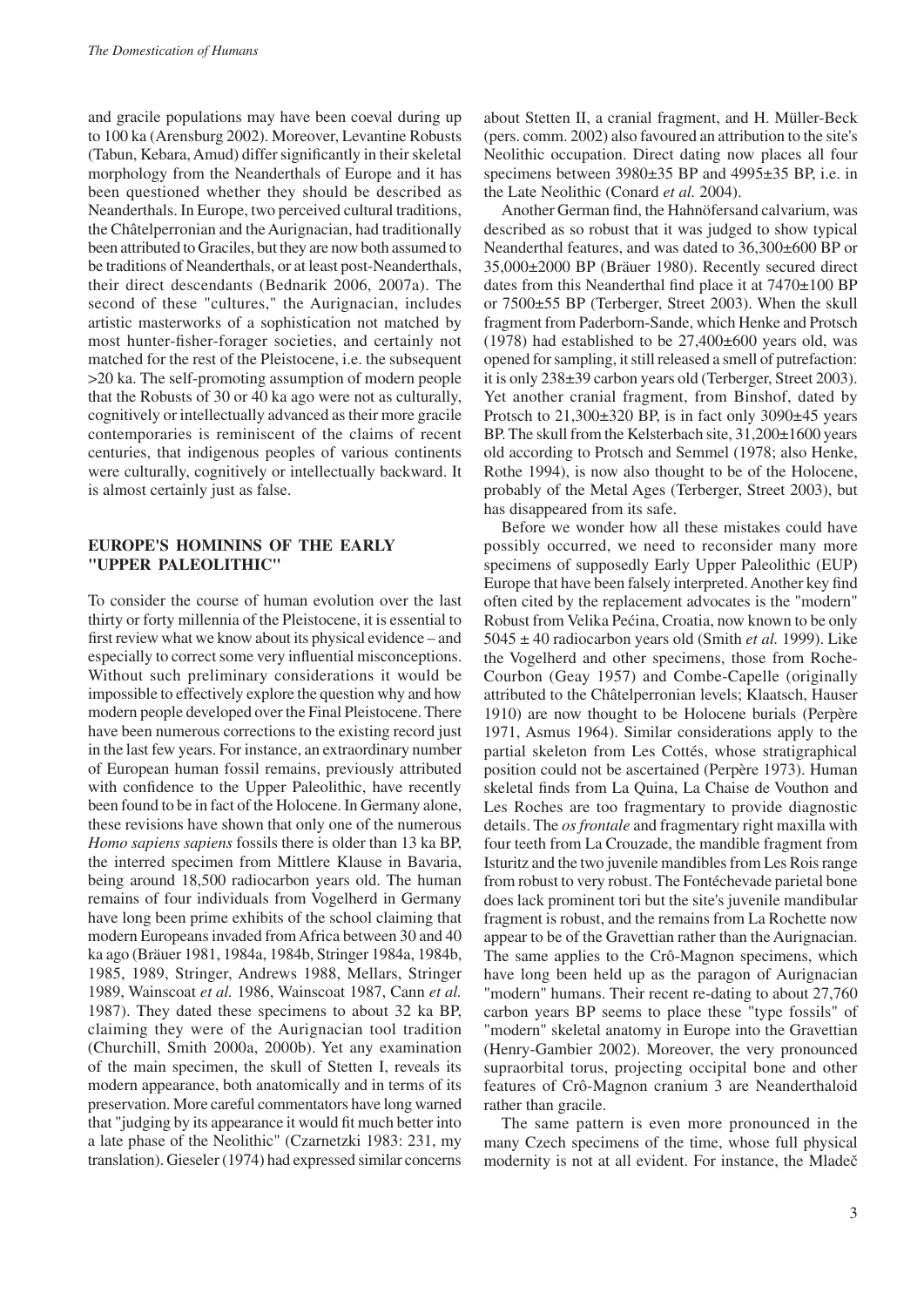and gracile populations may have been coeval during up to 100 ka (Arensburg 2002). Moreover, Levantine Robusts (Tabun, Kebara, Amud) differ significantly in their skeletal morphology from the Neanderthals of Europe and it has been questioned whether they should be described as Neanderthals. In Europe, two perceived cultural traditions, the Châtelperronian and the Aurignacian, had traditionally been attributed to Graciles, but they are now both assumed to be traditions of Neanderthals, or at least post-Neanderthals, their direct descendants (Bednarik 2006, 2007a). The second of these "cultures," the Aurignacian, includes artistic masterworks of a sophistication not matched by most hunter-fisher-forager societies, and certainly not matched for the rest of the Pleistocene, i.e. the subsequent >20 ka. The self-promoting assumption of modern people that the Robusts of 30 or 40 ka ago were not as culturally, cognitively or intellectually advanced as their more gracile contemporaries is reminiscent of the claims of recent centuries, that indigenous peoples of various continents were culturally, cognitively or intellectually backward. It is almost certainly just as false.

## EUROPE'S HOMININS OF THE EARLY "UPPER PALEOLITHIC"

To consider the course of human evolution over the last thirty or forty millennia of the Pleistocene, it is essential to first review what we know about its physical evidence – and especially to correct some very influential misconceptions. Without such preliminary considerations it would be impossible to effectively explore the question why and how modern people developed over the Final Pleistocene. There have been numerous corrections to the existing record just in the last few years. For instance, an extraordinary number of European human fossil remains, previously attributed with confidence to the Upper Paleolithic, have recently been found to be in fact of the Holocene. In Germany alone, these revisions have shown that only one of the numerous *Homo sapiens sapiens* fossils there is older than 13 ka BP, the interred specimen from Mittlere Klause in Bavaria, being around 18,500 radiocarbon years old. The human remains of four individuals from Vogelherd in Germany have long been prime exhibits of the school claiming that modern Europeans invaded from Africa between 30 and 40 ka ago (Bräuer 1981, 1984a, 1984b, Stringer 1984a, 1984b, 1985, 1989, Stringer, Andrews 1988, Mellars, Stringer 1989, Wainscoat *et al.* 1986, Wainscoat 1987, Cann *et al.* 1987). They dated these specimens to about 32 ka BP, claiming they were of the Aurignacian tool tradition (Churchill, Smith 2000a, 2000b). Yet any examination of the main specimen, the skull of Stetten I, reveals its modern appearance, both anatomically and in terms of its preservation. More careful commentators have long warned that "judging by its appearance it would fit much better into a late phase of the Neolithic" (Czarnetzki 1983: 231, my translation). Gieseler (1974) had expressed similar concerns about Stetten II, a cranial fragment, and H. Müller-Beck (pers. comm. 2002) also favoured an attribution to the site's Neolithic occupation. Direct dating now places all four specimens between 3980±35 BP and 4995±35 BP, i.e. in the Late Neolithic (Conard *et al.* 2004).

Another German find, the Hahnöfersand calvarium, was described as so robust that it was judged to show typical Neanderthal features, and was dated to 36,300±600 BP or 35,000±2000 BP (Bräuer 1980). Recently secured direct dates from this Neanderthal find place it at 7470±100 BP or 7500±55 BP (Terberger, Street 2003). When the skull fragment from Paderborn-Sande, which Henke and Protsch (1978) had established to be 27,400±600 years old, was opened for sampling, it still released a smell of putrefaction: it is only 238±39 carbon years old (Terberger, Street 2003). Yet another cranial fragment, from Binshof, dated by Protsch to 21,300±320 BP, is in fact only 3090±45 years BP. The skull from the Kelsterbach site, 31,200±1600 years old according to Protsch and Semmel (1978; also Henke, Rothe 1994), is now also thought to be of the Holocene, probably of the Metal Ages (Terberger, Street 2003), but has disappeared from its safe.

Before we wonder how all these mistakes could have possibly occurred, we need to reconsider many more specimens of supposedly Early Upper Paleolithic (EUP) Europe that have been falsely interpreted. Another key find often cited by the replacement advocates is the "modern" Robust from Velika Pećina, Croatia, now known to be only 5045 ± 40 radiocarbon years old (Smith *et al.* 1999). Like the Vogelherd and other specimens, those from Roche-Courbon (Geay 1957) and Combe-Capelle (originally attributed to the Châtelperronian levels; Klaatsch, Hauser 1910) are now thought to be Holocene burials (Perpère 1971, Asmus 1964). Similar considerations apply to the partial skeleton from Les Cottés, whose stratigraphical position could not be ascertained (Perpère 1973). Human skeletal finds from La Quina, La Chaise de Vouthon and Les Roches are too fragmentary to provide diagnostic details. The *os frontale* and fragmentary right maxilla with four teeth from La Crouzade, the mandible fragment from Isturitz and the two juvenile mandibles from Les Rois range from robust to very robust. The Fontéchevade parietal bone does lack prominent tori but the site's juvenile mandibular fragment is robust, and the remains from La Rochette now appear to be of the Gravettian rather than the Aurignacian. The same applies to the Crô-Magnon specimens, which have long been held up as the paragon of Aurignacian "modern" humans. Their recent re-dating to about 27,760 carbon years BP seems to place these "type fossils" of "modern" skeletal anatomy in Europe into the Gravettian (Henry-Gambier 2002). Moreover, the very pronounced supraorbital torus, projecting occipital bone and other features of Crô-Magnon cranium 3 are Neanderthaloid rather than gracile.

The same pattern is even more pronounced in the many Czech specimens of the time, whose full physical modernity is not at all evident. For instance, the Mladeč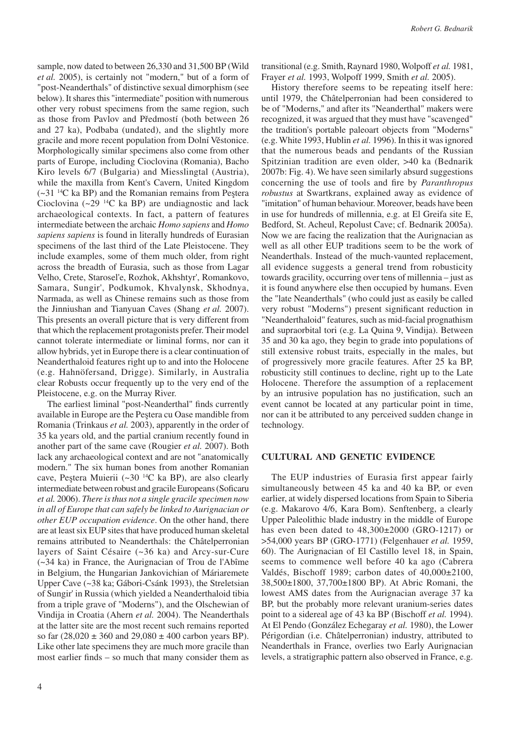sample, now dated to between 26,330 and 31,500 BP (Wild *et al.* 2005), is certainly not "modern," but of a form of "post-Neanderthals" of distinctive sexual dimorphism (see below). It shares this "intermediate" position with numerous other very robust specimens from the same region, such as those from Pavlov and Předmostí (both between 26 and 27 ka), Podbaba (undated), and the slightly more gracile and more recent population from Dolní Věstonice. Morphologically similar specimens also come from other parts of Europe, including Cioclovina (Romania), Bacho Kiro levels 6/7 (Bulgaria) and Miesslingtal (Austria), while the maxilla from Kent's Cavern, United Kingdom (~31 $^{14}$C ka BP) and the Romanian remains from Peştera Cioclovina (~29 $^{14}$C ka BP) are undiagnostic and lack archaeological contexts. In fact, a pattern of features intermediate between the archaic *Homo sapiens* and *Homo sapiens sapiens* is found in literally hundreds of Eurasian specimens of the last third of the Late Pleistocene. They include examples, some of them much older, from right across the breadth of Eurasia, such as those from Lagar Velho, Crete, Starosel'e, Rozhok, Akhshtyr', Romankovo, Samara, Sungir', Podkumok, Khvalynsk, Skhodnya, Narmada, as well as Chinese remains such as those from the Jinniushan and Tianyuan Caves (Shang *et al.* 2007). This presents an overall picture that is very different from that which the replacement protagonists prefer. Their model cannot tolerate intermediate or liminal forms, nor can it allow hybrids, yet in Europe there is a clear continuation of Neanderthaloid features right up to and into the Holocene (e.g. Hahnöfersand, Drigge). Similarly, in Australia clear Robusts occur frequently up to the very end of the Pleistocene, e.g. on the Murray River.

The earliest liminal "post-Neanderthal" finds currently available in Europe are the Peştera cu Oase mandible from Romania (Trinkaus *et al.* 2003), apparently in the order of 35 ka years old, and the partial cranium recently found in another part of the same cave (Rougier *et al.* 2007). Both lack any archaeological context and are not "anatomically modern." The six human bones from another Romanian cave, Peştera Muierii (~30 $^{14}$C ka BP), are also clearly intermediate between robust and gracile Europeans (Soficaru *et al.* 2006). *There is thus not a single gracile specimen now in all of Europe that can safely be linked to Aurignacian or other EUP occupation evidence*. On the other hand, there are at least six EUP sites that have produced human skeletal remains attributed to Neanderthals: the Châtelperronian layers of Saint Césaire (~36 ka) and Arcy-sur-Cure (~34 ka) in France, the Aurignacian of Trou de l'Abîme in Belgium, the Hungarian Jankovichian of Máriaremete Upper Cave (~38 ka; Gábori-Csánk 1993), the Streletsian of Sungir' in Russia (which yielded a Neanderthaloid tibia from a triple grave of "Moderns"), and the Olschewian of Vindija in Croatia (Ahern *et al.* 2004). The Neanderthals at the latter site are the most recent such remains reported so far (28,020 ± 360 and 29,080 ± 400 carbon years BP). Like other late specimens they are much more gracile than most earlier finds – so much that many consider them as transitional (e.g. Smith, Raynard 1980, Wolpoff *et al.* 1981, Frayer *et al.* 1993, Wolpoff 1999, Smith *et al.* 2005).

History therefore seems to be repeating itself here: until 1979, the Châtelperronian had been considered to be of "Moderns," and after its "Neanderthal" makers were recognized, it was argued that they must have "scavenged" the tradition's portable paleoart objects from "Moderns" (e.g. White 1993, Hublin *et al.* 1996). In this it was ignored that the numerous beads and pendants of the Russian Spitzinian tradition are even older, >40 ka (Bednarik 2007b: Fig. 4). We have seen similarly absurd suggestions concerning the use of tools and fire by *Paranthropus robustus* at Swartkrans, explained away as evidence of "imitation" of human behaviour. Moreover, beads have been in use for hundreds of millennia, e.g. at El Greifa site E, Bedford, St. Acheul, Repolust Cave; cf. Bednarik 2005a). Now we are facing the realization that the Aurignacian as well as all other EUP traditions seem to be the work of Neanderthals. Instead of the much-vaunted replacement, all evidence suggests a general trend from robusticity towards gracility, occurring over tens of millennia – just as it is found anywhere else then occupied by humans. Even the "late Neanderthals" (who could just as easily be called very robust "Moderns") present significant reduction in "Neanderthaloid" features, such as mid-facial prognathism and supraorbital tori (e.g. La Quina 9, Vindija). Between 35 and 30 ka ago, they begin to grade into populations of still extensive robust traits, especially in the males, but of progressively more gracile features. After 25 ka BP, robusticity still continues to decline, right up to the Late Holocene. Therefore the assumption of a replacement by an intrusive population has no justification, such an event cannot be located at any particular point in time, nor can it be attributed to any perceived sudden change in technology.

## CULTURAL AND GENETIC EVIDENCE

The EUP industries of Eurasia first appear fairly simultaneously between 45 ka and 40 ka BP, or even earlier, at widely dispersed locations from Spain to Siberia (e.g. Makarovo 4/6, Kara Bom). Senftenberg, a clearly Upper Paleolithic blade industry in the middle of Europe has even been dated to 48,300±2000 (GRO-1217) or >54,000 years BP (GRO-1771) (Felgenhauer *et al.* 1959, 60). The Aurignacian of El Castillo level 18, in Spain, seems to commence well before 40 ka ago (Cabrera Valdés, Bischoff 1989; carbon dates of 40,000±2100, 38,500±1800, 37,700±1800 BP). At Abric Romani, the lowest AMS dates from the Aurignacian average 37 ka BP, but the probably more relevant uranium-series dates point to a sidereal age of 43 ka BP (Bischoff *et al.* 1994). At El Pendo (González Echegaray *et al.* 1980), the Lower Périgordian (i.e. Châtelperronian) industry, attributed to Neanderthals in France, overlies two Early Aurignacian levels, a stratigraphic pattern also observed in France, e.g.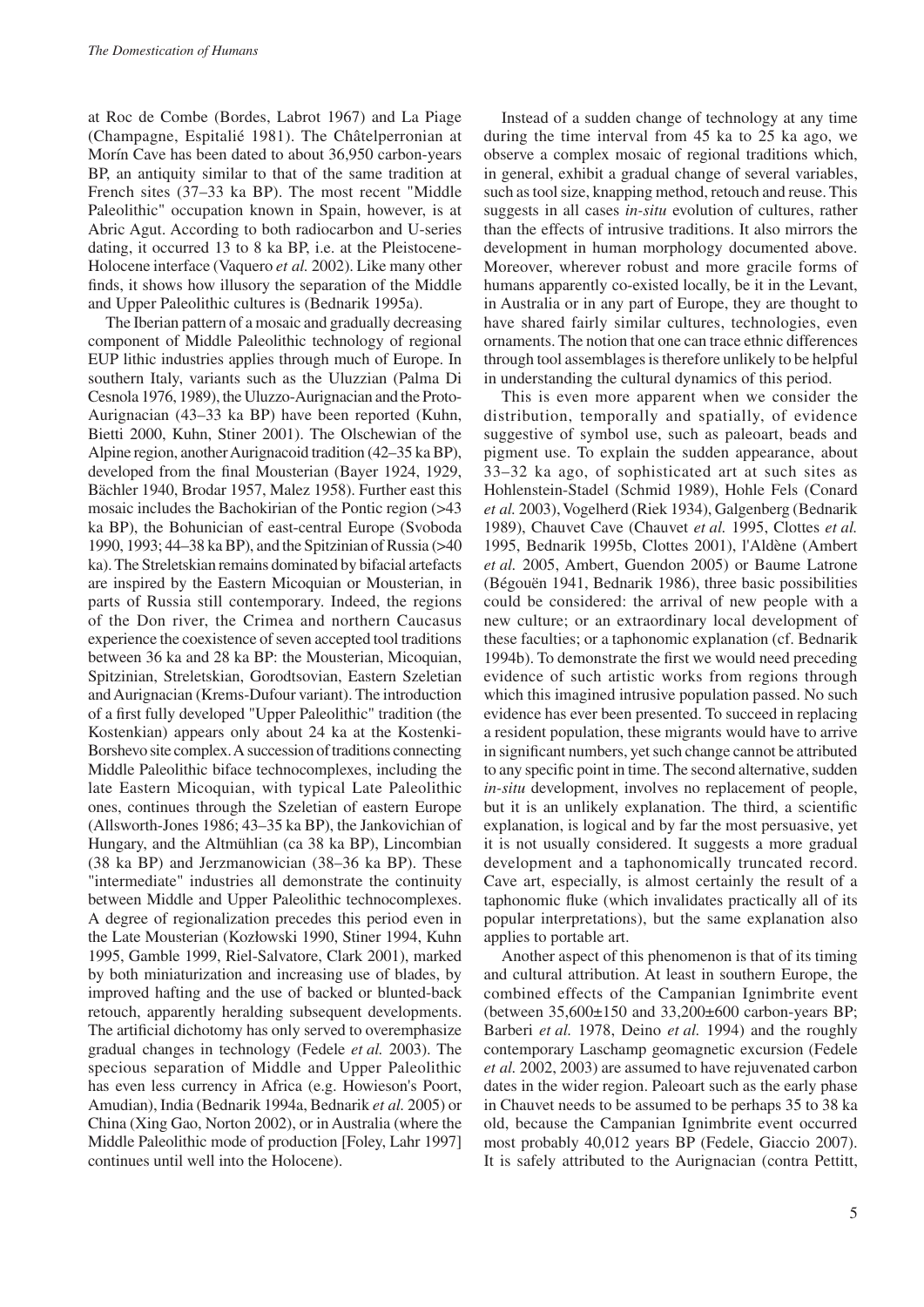at Roc de Combe (Bordes, Labrot 1967) and La Piage (Champagne, Espitalié 1981). The Châtelperronian at Morín Cave has been dated to about 36,950 carbon-years BP, an antiquity similar to that of the same tradition at French sites (37–33 ka BP). The most recent "Middle Paleolithic" occupation known in Spain, however, is at Abric Agut. According to both radiocarbon and U-series dating, it occurred 13 to 8 ka BP, i.e. at the Pleistocene-Holocene interface (Vaquero *et al.* 2002). Like many other finds, it shows how illusory the separation of the Middle and Upper Paleolithic cultures is (Bednarik 1995a).

The Iberian pattern of a mosaic and gradually decreasing component of Middle Paleolithic technology of regional EUP lithic industries applies through much of Europe. In southern Italy, variants such as the Uluzzian (Palma Di Cesnola 1976, 1989), the Uluzzo-Aurignacian and the Proto-Aurignacian (43–33 ka BP) have been reported (Kuhn, Bietti 2000, Kuhn, Stiner 2001). The Olschewian of the Alpine region, another Aurignacoid tradition (42–35 ka BP), developed from the final Mousterian (Bayer 1924, 1929, Bächler 1940, Brodar 1957, Malez 1958). Further east this mosaic includes the Bachokirian of the Pontic region (>43 ka BP), the Bohunician of east-central Europe (Svoboda 1990, 1993; 44–38 ka BP), and the Spitzinian of Russia (>40 ka). The Streletskian remains dominated by bifacial artefacts are inspired by the Eastern Micoquian or Mousterian, in parts of Russia still contemporary. Indeed, the regions of the Don river, the Crimea and northern Caucasus experience the coexistence of seven accepted tool traditions between 36 ka and 28 ka BP: the Mousterian, Micoquian, Spitzinian, Streletskian, Gorodtsovian, Eastern Szeletian and Aurignacian (Krems-Dufour variant). The introduction of a first fully developed "Upper Paleolithic" tradition (the Kostenkian) appears only about 24 ka at the Kostenki-Borshevo site complex. A succession of traditions connecting Middle Paleolithic biface technocomplexes, including the late Eastern Micoquian, with typical Late Paleolithic ones, continues through the Szeletian of eastern Europe (Allsworth-Jones 1986; 43–35 ka BP), the Jankovichian of Hungary, and the Altmühlian (ca 38 ka BP), Lincombian (38 ka BP) and Jerzmanowician (38–36 ka BP). These "intermediate" industries all demonstrate the continuity between Middle and Upper Paleolithic technocomplexes. A degree of regionalization precedes this period even in the Late Mousterian (Kozłowski 1990, Stiner 1994, Kuhn 1995, Gamble 1999, Riel-Salvatore, Clark 2001), marked by both miniaturization and increasing use of blades, by improved hafting and the use of backed or blunted-back retouch, apparently heralding subsequent developments. The artificial dichotomy has only served to overemphasize gradual changes in technology (Fedele *et al.* 2003). The specious separation of Middle and Upper Paleolithic has even less currency in Africa (e.g. Howieson's Poort, Amudian), India (Bednarik 1994a, Bednarik *et al.* 2005) or China (Xing Gao, Norton 2002), or in Australia (where the Middle Paleolithic mode of production [Foley, Lahr 1997] continues until well into the Holocene).

Instead of a sudden change of technology at any time during the time interval from 45 ka to 25 ka ago, we observe a complex mosaic of regional traditions which, in general, exhibit a gradual change of several variables, such as tool size, knapping method, retouch and reuse. This suggests in all cases *in-situ* evolution of cultures, rather than the effects of intrusive traditions. It also mirrors the development in human morphology documented above. Moreover, wherever robust and more gracile forms of humans apparently co-existed locally, be it in the Levant, in Australia or in any part of Europe, they are thought to have shared fairly similar cultures, technologies, even ornaments. The notion that one can trace ethnic differences through tool assemblages is therefore unlikely to be helpful in understanding the cultural dynamics of this period.

This is even more apparent when we consider the distribution, temporally and spatially, of evidence suggestive of symbol use, such as paleoart, beads and pigment use. To explain the sudden appearance, about 33–32 ka ago, of sophisticated art at such sites as Hohlenstein-Stadel (Schmid 1989), Hohle Fels (Conard *et al.* 2003), Vogelherd (Riek 1934), Galgenberg (Bednarik 1989), Chauvet Cave (Chauvet *et al.* 1995, Clottes *et al.* 1995, Bednarik 1995b, Clottes 2001), l'Aldène (Ambert *et al.* 2005, Ambert, Guendon 2005) or Baume Latrone (Bégouën 1941, Bednarik 1986), three basic possibilities could be considered: the arrival of new people with a new culture; or an extraordinary local development of these faculties; or a taphonomic explanation (cf. Bednarik 1994b). To demonstrate the first we would need preceding evidence of such artistic works from regions through which this imagined intrusive population passed. No such evidence has ever been presented. To succeed in replacing a resident population, these migrants would have to arrive in significant numbers, yet such change cannot be attributed to any specific point in time. The second alternative, sudden *in-situ* development, involves no replacement of people, but it is an unlikely explanation. The third, a scientific explanation, is logical and by far the most persuasive, yet it is not usually considered. It suggests a more gradual development and a taphonomically truncated record. Cave art, especially, is almost certainly the result of a taphonomic fluke (which invalidates practically all of its popular interpretations), but the same explanation also applies to portable art.

Another aspect of this phenomenon is that of its timing and cultural attribution. At least in southern Europe, the combined effects of the Campanian Ignimbrite event (between 35,600±150 and 33,200±600 carbon-years BP; Barberi *et al.* 1978, Deino *et al.* 1994) and the roughly contemporary Laschamp geomagnetic excursion (Fedele *et al.* 2002, 2003) are assumed to have rejuvenated carbon dates in the wider region. Paleoart such as the early phase in Chauvet needs to be assumed to be perhaps 35 to 38 ka old, because the Campanian Ignimbrite event occurred most probably 40,012 years BP (Fedele, Giaccio 2007). It is safely attributed to the Aurignacian (contra Pettitt,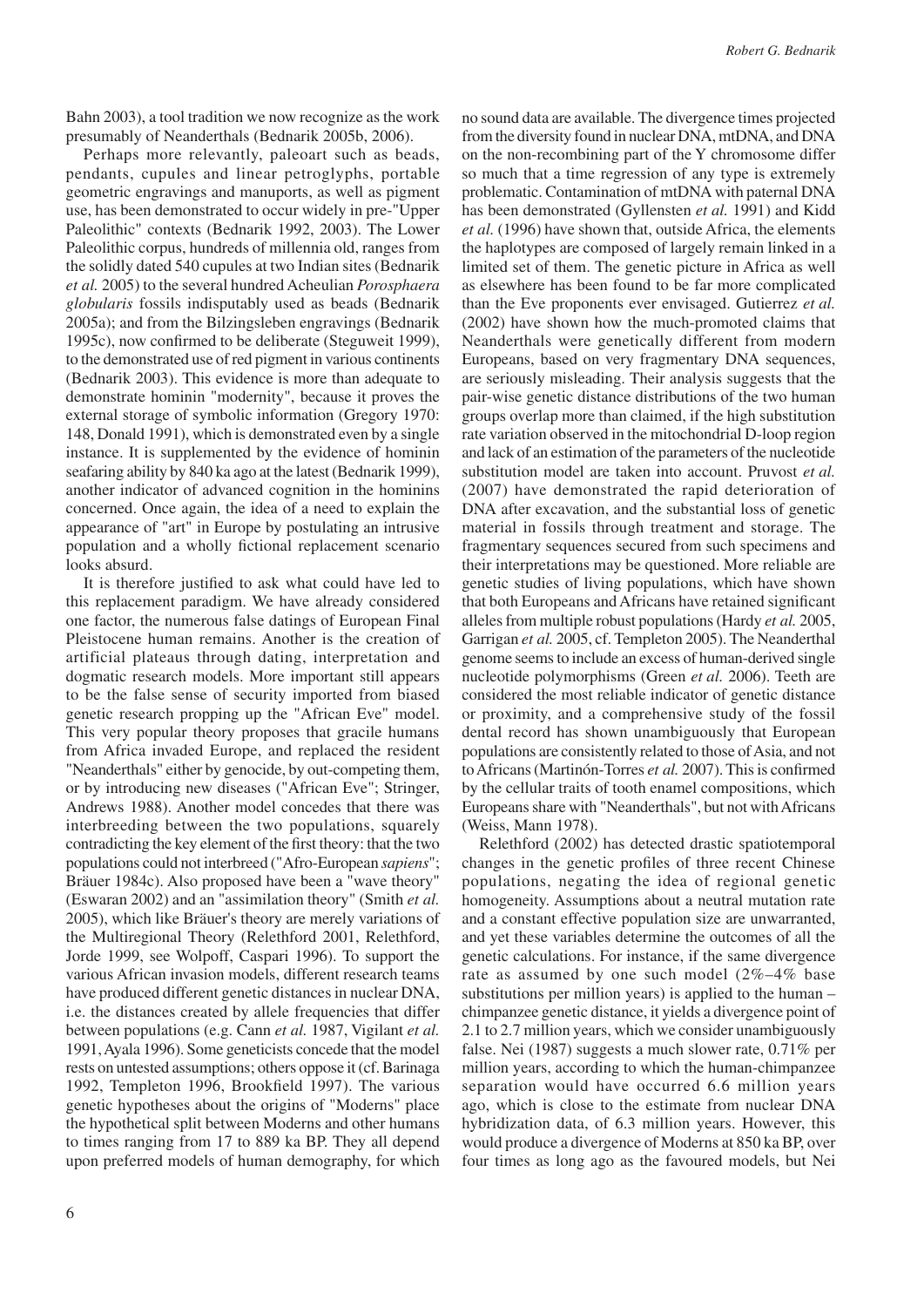Bahn 2003), a tool tradition we now recognize as the work presumably of Neanderthals (Bednarik 2005b, 2006).

Perhaps more relevantly, paleoart such as beads, pendants, cupules and linear petroglyphs, portable geometric engravings and manuports, as well as pigment use, has been demonstrated to occur widely in pre-"Upper Paleolithic" contexts (Bednarik 1992, 2003). The Lower Paleolithic corpus, hundreds of millennia old, ranges from the solidly dated 540 cupules at two Indian sites (Bednarik *et al.* 2005) to the several hundred Acheulian *Porosphaera globularis* fossils indisputably used as beads (Bednarik 2005a); and from the Bilzingsleben engravings (Bednarik 1995c), now confirmed to be deliberate (Steguweit 1999), to the demonstrated use of red pigment in various continents (Bednarik 2003). This evidence is more than adequate to demonstrate hominin "modernity", because it proves the external storage of symbolic information (Gregory 1970: 148, Donald 1991), which is demonstrated even by a single instance. It is supplemented by the evidence of hominin seafaring ability by 840 ka ago at the latest (Bednarik 1999), another indicator of advanced cognition in the hominins concerned. Once again, the idea of a need to explain the appearance of "art" in Europe by postulating an intrusive population and a wholly fictional replacement scenario looks absurd.

It is therefore justified to ask what could have led to this replacement paradigm. We have already considered one factor, the numerous false datings of European Final Pleistocene human remains. Another is the creation of artificial plateaus through dating, interpretation and dogmatic research models. More important still appears to be the false sense of security imported from biased genetic research propping up the "African Eve" model. This very popular theory proposes that gracile humans from Africa invaded Europe, and replaced the resident "Neanderthals" either by genocide, by out-competing them, or by introducing new diseases ("African Eve"; Stringer, Andrews 1988). Another model concedes that there was interbreeding between the two populations, squarely contradicting the key element of the first theory: that the two populations could not interbreed ("Afro-European *sapiens*"; Bräuer 1984c). Also proposed have been a "wave theory" (Eswaran 2002) and an "assimilation theory" (Smith *et al.* 2005), which like Bräuer's theory are merely variations of the Multiregional Theory (Relethford 2001, Relethford, Jorde 1999, see Wolpoff, Caspari 1996). To support the various African invasion models, different research teams have produced different genetic distances in nuclear DNA, i.e. the distances created by allele frequencies that differ between populations (e.g. Cann *et al.* 1987, Vigilant *et al.* 1991, Ayala 1996). Some geneticists concede that the model rests on untested assumptions; others oppose it (cf. Barinaga 1992, Templeton 1996, Brookfield 1997). The various genetic hypotheses about the origins of "Moderns" place the hypothetical split between Moderns and other humans to times ranging from 17 to 889 ka BP. They all depend upon preferred models of human demography, for which no sound data are available. The divergence times projected from the diversity found in nuclear DNA, mtDNA, and DNA on the non-recombining part of the Y chromosome differ so much that a time regression of any type is extremely problematic. Contamination of mtDNA with paternal DNA has been demonstrated (Gyllensten *et al.* 1991) and Kidd *et al.* (1996) have shown that, outside Africa, the elements the haplotypes are composed of largely remain linked in a limited set of them. The genetic picture in Africa as well as elsewhere has been found to be far more complicated than the Eve proponents ever envisaged. Gutierrez *et al.* (2002) have shown how the much-promoted claims that Neanderthals were genetically different from modern Europeans, based on very fragmentary DNA sequences, are seriously misleading. Their analysis suggests that the pair-wise genetic distance distributions of the two human groups overlap more than claimed, if the high substitution rate variation observed in the mitochondrial D-loop region and lack of an estimation of the parameters of the nucleotide substitution model are taken into account. Pruvost *et al.* (2007) have demonstrated the rapid deterioration of DNA after excavation, and the substantial loss of genetic material in fossils through treatment and storage. The fragmentary sequences secured from such specimens and their interpretations may be questioned. More reliable are genetic studies of living populations, which have shown that both Europeans and Africans have retained significant alleles from multiple robust populations (Hardy *et al.* 2005, Garrigan *et al.* 2005, cf. Templeton 2005). The Neanderthal genome seems to include an excess of human-derived single nucleotide polymorphisms (Green *et al.* 2006). Teeth are considered the most reliable indicator of genetic distance or proximity, and a comprehensive study of the fossil dental record has shown unambiguously that European populations are consistently related to those of Asia, and not to Africans (Martinón-Torres *et al.* 2007). This is confirmed by the cellular traits of tooth enamel compositions, which Europeans share with "Neanderthals", but not with Africans (Weiss, Mann 1978).

Relethford (2002) has detected drastic spatiotemporal changes in the genetic profiles of three recent Chinese populations, negating the idea of regional genetic homogeneity. Assumptions about a neutral mutation rate and a constant effective population size are unwarranted, and yet these variables determine the outcomes of all the genetic calculations. For instance, if the same divergence rate as assumed by one such model (2%–4% base substitutions per million years) is applied to the human – chimpanzee genetic distance, it yields a divergence point of 2.1 to 2.7 million years, which we consider unambiguously false. Nei (1987) suggests a much slower rate, 0.71% per million years, according to which the human-chimpanzee separation would have occurred 6.6 million years ago, which is close to the estimate from nuclear DNA hybridization data, of 6.3 million years. However, this would produce a divergence of Moderns at 850 ka BP, over four times as long ago as the favoured models, but Nei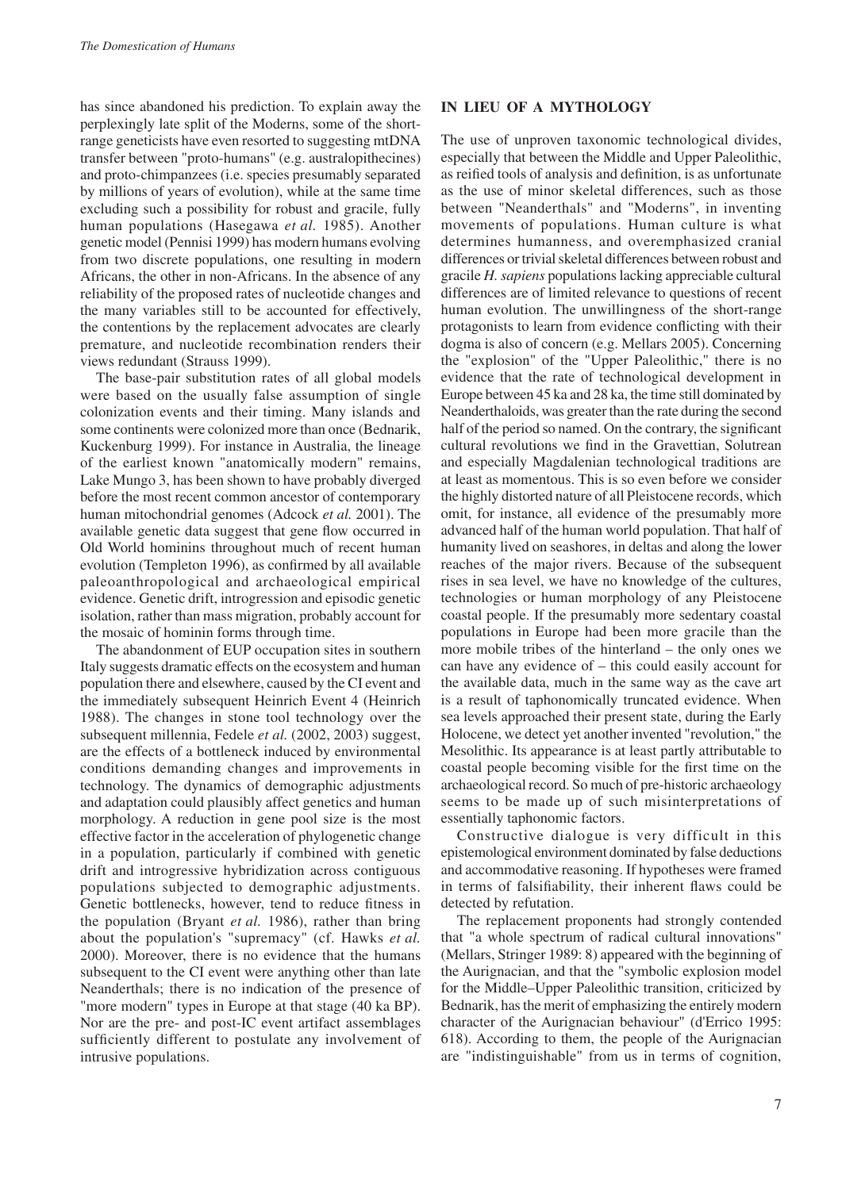has since abandoned his prediction. To explain away the perplexingly late split of the Moderns, some of the short-range geneticists have even resorted to suggesting mtDNA transfer between "proto-humans" (e.g. australopithecines) and proto-chimpanzees (i.e. species presumably separated by millions of years of evolution), while at the same time excluding such a possibility for robust and gracile, fully human populations (Hasegawa *et al.* 1985). Another genetic model (Pennisi 1999) has modern humans evolving from two discrete populations, one resulting in modern Africans, the other in non-Africans. In the absence of any reliability of the proposed rates of nucleotide changes and the many variables still to be accounted for effectively, the contentions by the replacement advocates are clearly premature, and nucleotide recombination renders their views redundant (Strauss 1999).

The base-pair substitution rates of all global models were based on the usually false assumption of single colonization events and their timing. Many islands and some continents were colonized more than once (Bednarik, Kuckenburg 1999). For instance in Australia, the lineage of the earliest known "anatomically modern" remains, Lake Mungo 3, has been shown to have probably diverged before the most recent common ancestor of contemporary human mitochondrial genomes (Adcock *et al.* 2001). The available genetic data suggest that gene flow occurred in Old World hominins throughout much of recent human evolution (Templeton 1996), as confirmed by all available paleoanthropological and archaeological empirical evidence. Genetic drift, introgression and episodic genetic isolation, rather than mass migration, probably account for the mosaic of hominin forms through time.

The abandonment of EUP occupation sites in southern Italy suggests dramatic effects on the ecosystem and human population there and elsewhere, caused by the CI event and the immediately subsequent Heinrich Event 4 (Heinrich 1988). The changes in stone tool technology over the subsequent millennia, Fedele *et al.* (2002, 2003) suggest, are the effects of a bottleneck induced by environmental conditions demanding changes and improvements in technology. The dynamics of demographic adjustments and adaptation could plausibly affect genetics and human morphology. A reduction in gene pool size is the most effective factor in the acceleration of phylogenetic change in a population, particularly if combined with genetic drift and introgressive hybridization across contiguous populations subjected to demographic adjustments. Genetic bottlenecks, however, tend to reduce fitness in the population (Bryant *et al.* 1986), rather than bring about the population's "supremacy" (cf. Hawks *et al.* 2000). Moreover, there is no evidence that the humans subsequent to the CI event were anything other than late Neanderthals; there is no indication of the presence of "more modern" types in Europe at that stage (40 ka BP). Nor are the pre- and post-IC event artifact assemblages sufficiently different to postulate any involvement of intrusive populations.

## IN LIEU OF A MYTHOLOGY

The use of unproven taxonomic technological divides, especially that between the Middle and Upper Paleolithic, as reified tools of analysis and definition, is as unfortunate as the use of minor skeletal differences, such as those between "Neanderthals" and "Moderns", in inventing movements of populations. Human culture is what determines humanness, and overemphasized cranial differences or trivial skeletal differences between robust and gracile *H. sapiens* populations lacking appreciable cultural differences are of limited relevance to questions of recent human evolution. The unwillingness of the short-range protagonists to learn from evidence conflicting with their dogma is also of concern (e.g. Mellars 2005). Concerning the "explosion" of the "Upper Paleolithic," there is no evidence that the rate of technological development in Europe between 45 ka and 28 ka, the time still dominated by Neanderthaloids, was greater than the rate during the second half of the period so named. On the contrary, the significant cultural revolutions we find in the Gravettian, Solutrean and especially Magdalenian technological traditions are at least as momentous. This is so even before we consider the highly distorted nature of all Pleistocene records, which omit, for instance, all evidence of the presumably more advanced half of the human world population. That half of humanity lived on seashores, in deltas and along the lower reaches of the major rivers. Because of the subsequent rises in sea level, we have no knowledge of the cultures, technologies or human morphology of any Pleistocene coastal people. If the presumably more sedentary coastal populations in Europe had been more gracile than the more mobile tribes of the hinterland – the only ones we can have any evidence of – this could easily account for the available data, much in the same way as the cave art is a result of taphonomically truncated evidence. When sea levels approached their present state, during the Early Holocene, we detect yet another invented "revolution," the Mesolithic. Its appearance is at least partly attributable to coastal people becoming visible for the first time on the archaeological record. So much of pre-historic archaeology seems to be made up of such misinterpretations of essentially taphonomic factors.

Constructive dialogue is very difficult in this epistemological environment dominated by false deductions and accommodative reasoning. If hypotheses were framed in terms of falsifiability, their inherent flaws could be detected by refutation.

The replacement proponents had strongly contended that "a whole spectrum of radical cultural innovations" (Mellars, Stringer 1989: 8) appeared with the beginning of the Aurignacian, and that the "symbolic explosion model for the Middle–Upper Paleolithic transition, criticized by Bednarik, has the merit of emphasizing the entirely modern character of the Aurignacian behaviour" (d'Errico 1995: 618). According to them, the people of the Aurignacian are "indistinguishable" from us in terms of cognition,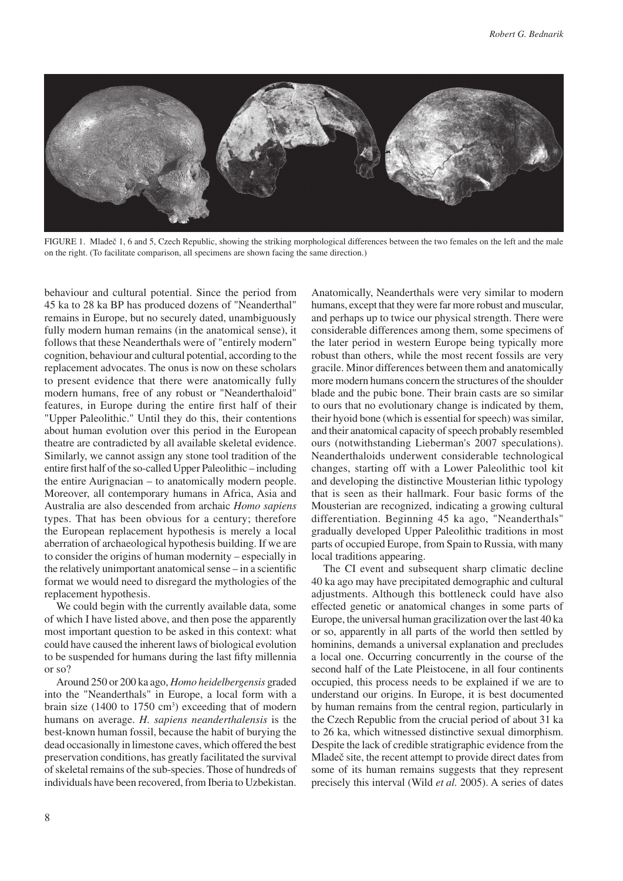FIGURE 1. Mladeč 1, 6 and 5, Czech Republic, showing the striking morphological differences between the two females on the left and the male on the right. (To facilitate comparison, all specimens are shown facing the same direction.)

behaviour and cultural potential. Since the period from 45 ka to 28 ka BP has produced dozens of "Neanderthal" remains in Europe, but no securely dated, unambiguously fully modern human remains (in the anatomical sense), it follows that these Neanderthals were of "entirely modern" cognition, behaviour and cultural potential, according to the replacement advocates. The onus is now on these scholars to present evidence that there were anatomically fully modern humans, free of any robust or "Neanderthaloid" features, in Europe during the entire first half of their "Upper Paleolithic." Until they do this, their contentions about human evolution over this period in the European theatre are contradicted by all available skeletal evidence. Similarly, we cannot assign any stone tool tradition of the entire first half of the so-called Upper Paleolithic – including the entire Aurignacian – to anatomically modern people. Moreover, all contemporary humans in Africa, Asia and Australia are also descended from archaic *Homo sapiens* types. That has been obvious for a century; therefore the European replacement hypothesis is merely a local aberration of archaeological hypothesis building. If we are to consider the origins of human modernity – especially in the relatively unimportant anatomical sense – in a scientific format we would need to disregard the mythologies of the replacement hypothesis.

We could begin with the currently available data, some of which I have listed above, and then pose the apparently most important question to be asked in this context: what could have caused the inherent laws of biological evolution to be suspended for humans during the last fifty millennia or so?

Around 250 or 200 ka ago, *Homo heidelbergensis* graded into the "Neanderthals" in Europe, a local form with a brain size (1400 to 1750 cm$^3$) exceeding that of modern humans on average. *H. sapiens neanderthalensis* is the best-known human fossil, because the habit of burying the dead occasionally in limestone caves, which offered the best preservation conditions, has greatly facilitated the survival of skeletal remains of the sub-species. Those of hundreds of individuals have been recovered, from Iberia to Uzbekistan.

Anatomically, Neanderthals were very similar to modern humans, except that they were far more robust and muscular, and perhaps up to twice our physical strength. There were considerable differences among them, some specimens of the later period in western Europe being typically more robust than others, while the most recent fossils are very gracile. Minor differences between them and anatomically more modern humans concern the structures of the shoulder blade and the pubic bone. Their brain casts are so similar to ours that no evolutionary change is indicated by them, their hyoid bone (which is essential for speech) was similar, and their anatomical capacity of speech probably resembled ours (notwithstanding Lieberman's 2007 speculations). Neanderthaloids underwent considerable technological changes, starting off with a Lower Paleolithic tool kit and developing the distinctive Mousterian lithic typology that is seen as their hallmark. Four basic forms of the Mousterian are recognized, indicating a growing cultural differentiation. Beginning 45 ka ago, "Neanderthals" gradually developed Upper Paleolithic traditions in most parts of occupied Europe, from Spain to Russia, with many local traditions appearing.

The CI event and subsequent sharp climatic decline 40 ka ago may have precipitated demographic and cultural adjustments. Although this bottleneck could have also effected genetic or anatomical changes in some parts of Europe, the universal human gracilization over the last 40 ka or so, apparently in all parts of the world then settled by hominins, demands a universal explanation and precludes a local one. Occurring concurrently in the course of the second half of the Late Pleistocene, in all four continents occupied, this process needs to be explained if we are to understand our origins. In Europe, it is best documented by human remains from the central region, particularly in the Czech Republic from the crucial period of about 31 ka to 26 ka, which witnessed distinctive sexual dimorphism. Despite the lack of credible stratigraphic evidence from the Mladeč site, the recent attempt to provide direct dates from some of its human remains suggests that they represent precisely this interval (Wild *et al.* 2005). A series of dates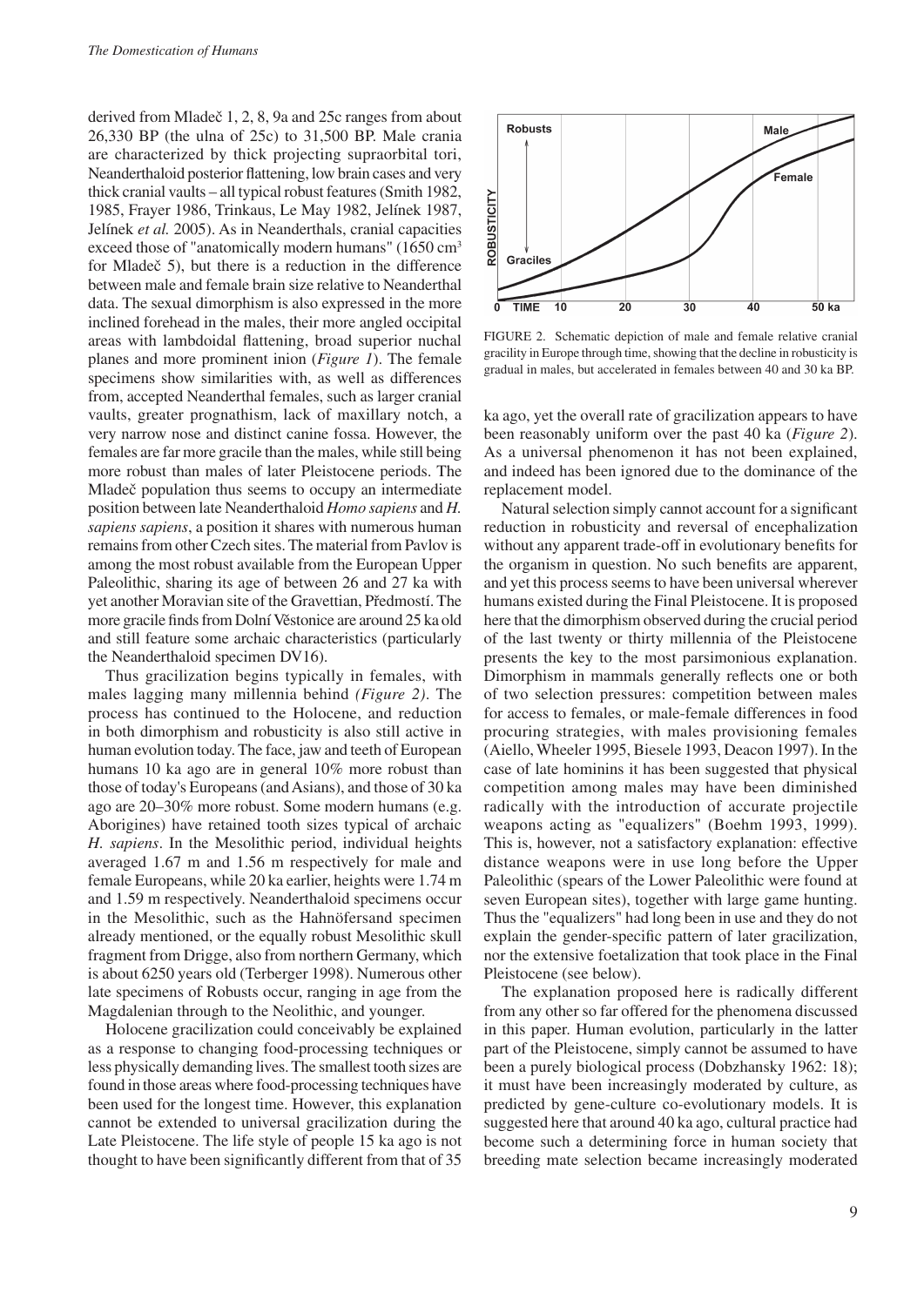derived from Mladeč 1, 2, 8, 9a and 25c ranges from about 26,330 BP (the ulna of 25c) to 31,500 BP. Male crania are characterized by thick projecting supraorbital tori, Neanderthaloid posterior flattening, low brain cases and very thick cranial vaults – all typical robust features (Smith 1982, 1985, Frayer 1986, Trinkaus, Le May 1982, Jelínek 1987, Jelínek *et al.* 2005). As in Neanderthals, cranial capacities exceed those of "anatomically modern humans" (1650 cm$^3$ for Mladeč 5), but there is a reduction in the difference between male and female brain size relative to Neanderthal data. The sexual dimorphism is also expressed in the more inclined forehead in the males, their more angled occipital areas with lambdoidal flattening, broad superior nuchal planes and more prominent inion (*Figure 1*). The female specimens show similarities with, as well as differences from, accepted Neanderthal females, such as larger cranial vaults, greater prognathism, lack of maxillary notch, a very narrow nose and distinct canine fossa. However, the females are far more gracile than the males, while still being more robust than males of later Pleistocene periods. The Mladeč population thus seems to occupy an intermediate position between late Neanderthaloid *Homo sapiens* and *H. sapiens sapiens*, a position it shares with numerous human remains from other Czech sites. The material from Pavlov is among the most robust available from the European Upper Paleolithic, sharing its age of between 26 and 27 ka with yet another Moravian site of the Gravettian, Předmostí. The more gracile finds from Dolní Věstonice are around 25 ka old and still feature some archaic characteristics (particularly the Neanderthaloid specimen DV16).

Thus gracilization begins typically in females, with males lagging many millennia behind *(Figure 2)*. The process has continued to the Holocene, and reduction in both dimorphism and robusticity is also still active in human evolution today. The face, jaw and teeth of European humans 10 ka ago are in general 10% more robust than those of today's Europeans (and Asians), and those of 30 ka ago are 20–30% more robust. Some modern humans (e.g. Aborigines) have retained tooth sizes typical of archaic *H. sapiens*. In the Mesolithic period, individual heights averaged 1.67 m and 1.56 m respectively for male and female Europeans, while 20 ka earlier, heights were 1.74 m and 1.59 m respectively. Neanderthaloid specimens occur in the Mesolithic, such as the Hahnöfersand specimen already mentioned, or the equally robust Mesolithic skull fragment from Drigge, also from northern Germany, which is about 6250 years old (Terberger 1998). Numerous other late specimens of Robusts occur, ranging in age from the Magdalenian through to the Neolithic, and younger.

Holocene gracilization could conceivably be explained as a response to changing food-processing techniques or less physically demanding lives. The smallest tooth sizes are found in those areas where food-processing techniques have been used for the longest time. However, this explanation cannot be extended to universal gracilization during the Late Pleistocene. The life style of people 15 ka ago is not thought to have been significantly different from that of 35 ka ago, yet the overall rate of gracilization appears to have been reasonably uniform over the past 40 ka (*Figure 2*). As a universal phenomenon it has not been explained, and indeed has been ignored due to the dominance of the replacement model.

FIGURE 2. Schematic depiction of male and female relative cranial gracility in Europe through time, showing that the decline in robusticity is gradual in males, but accelerated in females between 40 and 30 ka BP.

Natural selection simply cannot account for a significant reduction in robusticity and reversal of encephalization without any apparent trade-off in evolutionary benefits for the organism in question. No such benefits are apparent, and yet this process seems to have been universal wherever humans existed during the Final Pleistocene. It is proposed here that the dimorphism observed during the crucial period of the last twenty or thirty millennia of the Pleistocene presents the key to the most parsimonious explanation. Dimorphism in mammals generally reflects one or both of two selection pressures: competition between males for access to females, or male-female differences in food procuring strategies, with males provisioning females (Aiello, Wheeler 1995, Biesele 1993, Deacon 1997). In the case of late hominins it has been suggested that physical competition among males may have been diminished radically with the introduction of accurate projectile weapons acting as "equalizers" (Boehm 1993, 1999). This is, however, not a satisfactory explanation: effective distance weapons were in use long before the Upper Paleolithic (spears of the Lower Paleolithic were found at seven European sites), together with large game hunting. Thus the "equalizers" had long been in use and they do not explain the gender-specific pattern of later gracilization, nor the extensive foetalization that took place in the Final Pleistocene (see below).

The explanation proposed here is radically different from any other so far offered for the phenomena discussed in this paper. Human evolution, particularly in the latter part of the Pleistocene, simply cannot be assumed to have been a purely biological process (Dobzhansky 1962: 18); it must have been increasingly moderated by culture, as predicted by gene-culture co-evolutionary models. It is suggested here that around 40 ka ago, cultural practice had become such a determining force in human society that breeding mate selection became increasingly moderated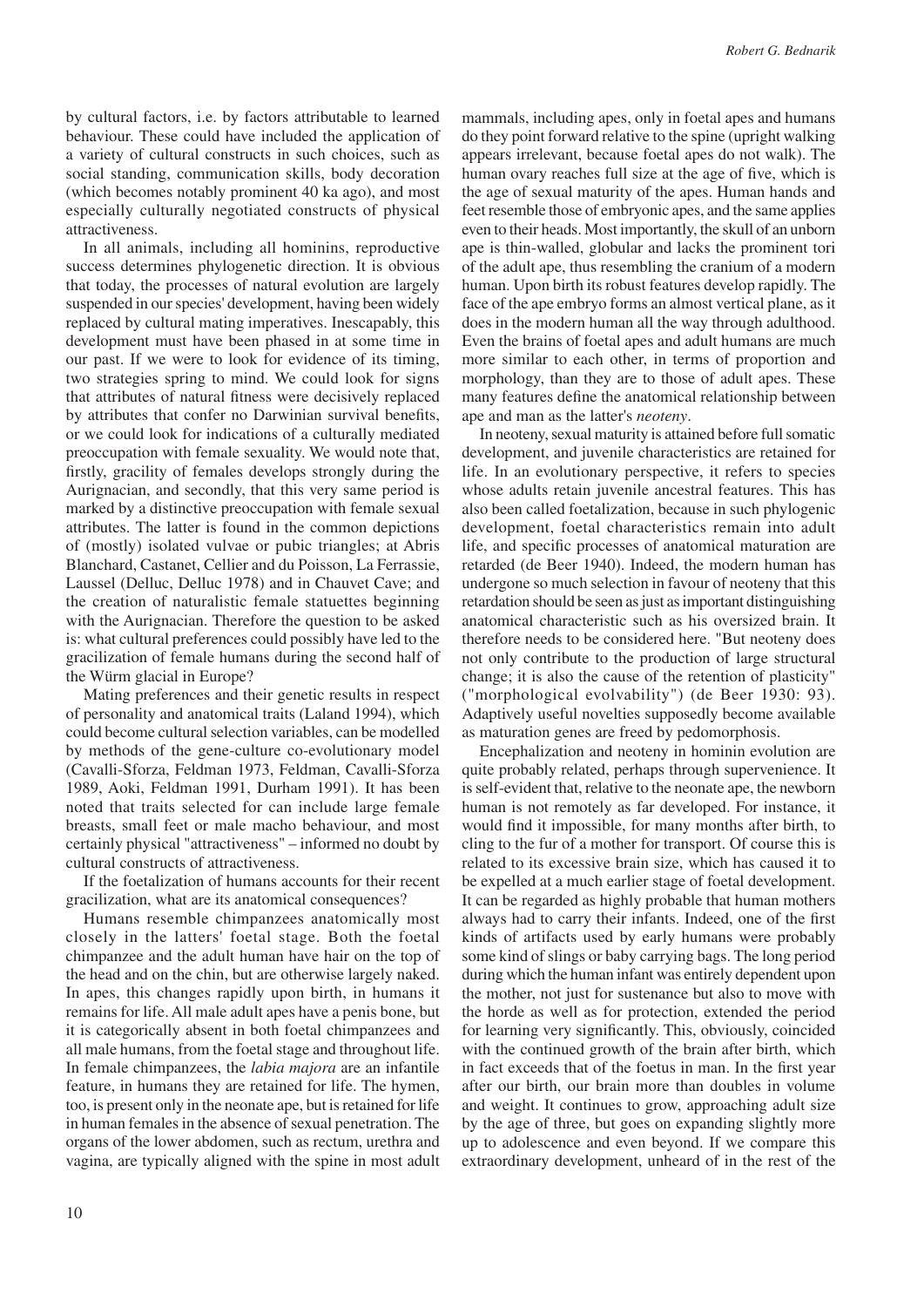by cultural factors, i.e. by factors attributable to learned behaviour. These could have included the application of a variety of cultural constructs in such choices, such as social standing, communication skills, body decoration (which becomes notably prominent 40 ka ago), and most especially culturally negotiated constructs of physical attractiveness.

In all animals, including all hominins, reproductive success determines phylogenetic direction. It is obvious that today, the processes of natural evolution are largely suspended in our species' development, having been widely replaced by cultural mating imperatives. Inescapably, this development must have been phased in at some time in our past. If we were to look for evidence of its timing, two strategies spring to mind. We could look for signs that attributes of natural fitness were decisively replaced by attributes that confer no Darwinian survival benefits, or we could look for indications of a culturally mediated preoccupation with female sexuality. We would note that, firstly, gracility of females develops strongly during the Aurignacian, and secondly, that this very same period is marked by a distinctive preoccupation with female sexual attributes. The latter is found in the common depictions of (mostly) isolated vulvae or pubic triangles; at Abris Blanchard, Castanet, Cellier and du Poisson, La Ferrassie, Laussel (Delluc, Delluc 1978) and in Chauvet Cave; and the creation of naturalistic female statuettes beginning with the Aurignacian. Therefore the question to be asked is: what cultural preferences could possibly have led to the gracilization of female humans during the second half of the Würm glacial in Europe?

Mating preferences and their genetic results in respect of personality and anatomical traits (Laland 1994), which could become cultural selection variables, can be modelled by methods of the gene-culture co-evolutionary model (Cavalli-Sforza, Feldman 1973, Feldman, Cavalli-Sforza 1989, Aoki, Feldman 1991, Durham 1991). It has been noted that traits selected for can include large female breasts, small feet or male macho behaviour, and most certainly physical "attractiveness" – informed no doubt by cultural constructs of attractiveness.

If the foetalization of humans accounts for their recent gracilization, what are its anatomical consequences?

Humans resemble chimpanzees anatomically most closely in the latters' foetal stage. Both the foetal chimpanzee and the adult human have hair on the top of the head and on the chin, but are otherwise largely naked. In apes, this changes rapidly upon birth, in humans it remains for life. All male adult apes have a penis bone, but it is categorically absent in both foetal chimpanzees and all male humans, from the foetal stage and throughout life. In female chimpanzees, the *labia majora* are an infantile feature, in humans they are retained for life. The hymen, too, is present only in the neonate ape, but is retained for life in human females in the absence of sexual penetration. The organs of the lower abdomen, such as rectum, urethra and vagina, are typically aligned with the spine in most adult mammals, including apes, only in foetal apes and humans do they point forward relative to the spine (upright walking appears irrelevant, because foetal apes do not walk). The human ovary reaches full size at the age of five, which is the age of sexual maturity of the apes. Human hands and feet resemble those of embryonic apes, and the same applies even to their heads. Most importantly, the skull of an unborn ape is thin-walled, globular and lacks the prominent tori of the adult ape, thus resembling the cranium of a modern human. Upon birth its robust features develop rapidly. The face of the ape embryo forms an almost vertical plane, as it does in the modern human all the way through adulthood. Even the brains of foetal apes and adult humans are much more similar to each other, in terms of proportion and morphology, than they are to those of adult apes. These many features define the anatomical relationship between ape and man as the latter's *neoteny*.

In neoteny, sexual maturity is attained before full somatic development, and juvenile characteristics are retained for life. In an evolutionary perspective, it refers to species whose adults retain juvenile ancestral features. This has also been called foetalization, because in such phylogenic development, foetal characteristics remain into adult life, and specific processes of anatomical maturation are retarded (de Beer 1940). Indeed, the modern human has undergone so much selection in favour of neoteny that this retardation should be seen as just as important distinguishing anatomical characteristic such as his oversized brain. It therefore needs to be considered here. "But neoteny does not only contribute to the production of large structural change; it is also the cause of the retention of plasticity" ("morphological evolvability") (de Beer 1930: 93). Adaptively useful novelties supposedly become available as maturation genes are freed by pedomorphosis.

Encephalization and neoteny in hominin evolution are quite probably related, perhaps through supervenience. It is self-evident that, relative to the neonate ape, the newborn human is not remotely as far developed. For instance, it would find it impossible, for many months after birth, to cling to the fur of a mother for transport. Of course this is related to its excessive brain size, which has caused it to be expelled at a much earlier stage of foetal development. It can be regarded as highly probable that human mothers always had to carry their infants. Indeed, one of the first kinds of artifacts used by early humans were probably some kind of slings or baby carrying bags. The long period during which the human infant was entirely dependent upon the mother, not just for sustenance but also to move with the horde as well as for protection, extended the period for learning very significantly. This, obviously, coincided with the continued growth of the brain after birth, which in fact exceeds that of the foetus in man. In the first year after our birth, our brain more than doubles in volume and weight. It continues to grow, approaching adult size by the age of three, but goes on expanding slightly more up to adolescence and even beyond. If we compare this extraordinary development, unheard of in the rest of the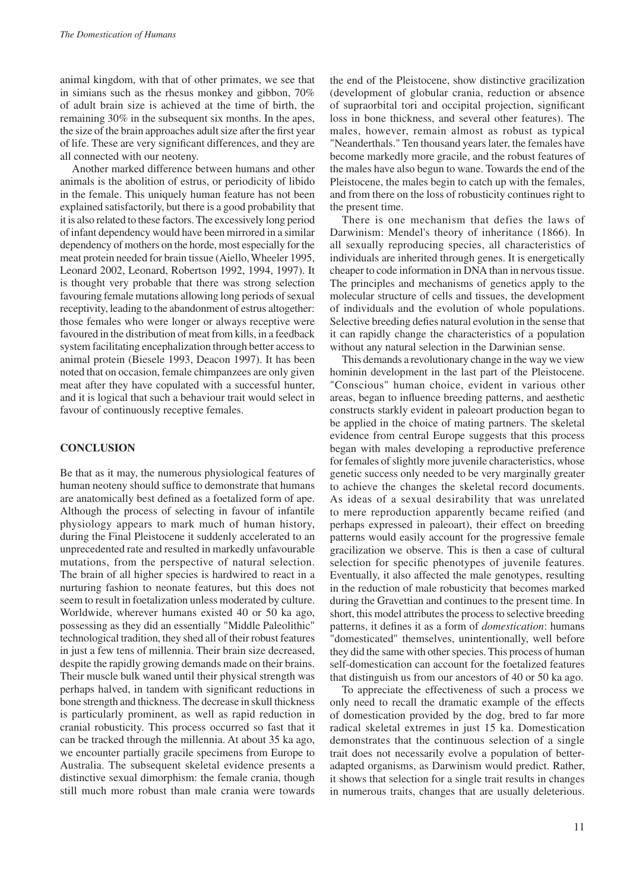animal kingdom, with that of other primates, we see that in simians such as the rhesus monkey and gibbon, 70% of adult brain size is achieved at the time of birth, the remaining 30% in the subsequent six months. In the apes, the size of the brain approaches adult size after the first year of life. These are very significant differences, and they are all connected with our neoteny.

Another marked difference between humans and other animals is the abolition of estrus, or periodicity of libido in the female. This uniquely human feature has not been explained satisfactorily, but there is a good probability that it is also related to these factors. The excessively long period of infant dependency would have been mirrored in a similar dependency of mothers on the horde, most especially for the meat protein needed for brain tissue (Aiello, Wheeler 1995, Leonard 2002, Leonard, Robertson 1992, 1994, 1997). It is thought very probable that there was strong selection favouring female mutations allowing long periods of sexual receptivity, leading to the abandonment of estrus altogether: those females who were longer or always receptive were favoured in the distribution of meat from kills, in a feedback system facilitating encephalization through better access to animal protein (Biesele 1993, Deacon 1997). It has been noted that on occasion, female chimpanzees are only given meat after they have copulated with a successful hunter, and it is logical that such a behaviour trait would select in favour of continuously receptive females.

## CONCLUSION

Be that as it may, the numerous physiological features of human neoteny should suffice to demonstrate that humans are anatomically best defined as a foetalized form of ape. Although the process of selecting in favour of infantile physiology appears to mark much of human history, during the Final Pleistocene it suddenly accelerated to an unprecedented rate and resulted in markedly unfavourable mutations, from the perspective of natural selection. The brain of all higher species is hardwired to react in a nurturing fashion to neonate features, but this does not seem to result in foetalization unless moderated by culture. Worldwide, wherever humans existed 40 or 50 ka ago, possessing as they did an essentially "Middle Paleolithic" technological tradition, they shed all of their robust features in just a few tens of millennia. Their brain size decreased, despite the rapidly growing demands made on their brains. Their muscle bulk waned until their physical strength was perhaps halved, in tandem with significant reductions in bone strength and thickness. The decrease in skull thickness is particularly prominent, as well as rapid reduction in cranial robusticity. This process occurred so fast that it can be tracked through the millennia. At about 35 ka ago, we encounter partially gracile specimens from Europe to Australia. The subsequent skeletal evidence presents a distinctive sexual dimorphism: the female crania, though still much more robust than male crania were towards the end of the Pleistocene, show distinctive gracilization (development of globular crania, reduction or absence of supraorbital tori and occipital projection, significant loss in bone thickness, and several other features). The males, however, remain almost as robust as typical "Neanderthals." Ten thousand years later, the females have become markedly more gracile, and the robust features of the males have also begun to wane. Towards the end of the Pleistocene, the males begin to catch up with the females, and from there on the loss of robusticity continues right to the present time.

There is one mechanism that defies the laws of Darwinism: Mendel's theory of inheritance (1866). In all sexually reproducing species, all characteristics of individuals are inherited through genes. It is energetically cheaper to code information in DNA than in nervous tissue. The principles and mechanisms of genetics apply to the molecular structure of cells and tissues, the development of individuals and the evolution of whole populations. Selective breeding defies natural evolution in the sense that it can rapidly change the characteristics of a population without any natural selection in the Darwinian sense.

This demands a revolutionary change in the way we view hominin development in the last part of the Pleistocene. "Conscious" human choice, evident in various other areas, began to influence breeding patterns, and aesthetic constructs starkly evident in paleoart production began to be applied in the choice of mating partners. The skeletal evidence from central Europe suggests that this process began with males developing a reproductive preference for females of slightly more juvenile characteristics, whose genetic success only needed to be very marginally greater to achieve the changes the skeletal record documents. As ideas of a sexual desirability that was unrelated to mere reproduction apparently became reified (and perhaps expressed in paleoart), their effect on breeding patterns would easily account for the progressive female gracilization we observe. This is then a case of cultural selection for specific phenotypes of juvenile features. Eventually, it also affected the male genotypes, resulting in the reduction of male robusticity that becomes marked during the Gravettian and continues to the present time. In short, this model attributes the process to selective breeding patterns, it defines it as a form of *domestication*: humans "domesticated" themselves, unintentionally, well before they did the same with other species. This process of human self-domestication can account for the foetalized features that distinguish us from our ancestors of 40 or 50 ka ago.

To appreciate the effectiveness of such a process we only need to recall the dramatic example of the effects of domestication provided by the dog, bred to far more radical skeletal extremes in just 15 ka. Domestication demonstrates that the continuous selection of a single trait does not necessarily evolve a population of better-adapted organisms, as Darwinism would predict. Rather, it shows that selection for a single trait results in changes in numerous traits, changes that are usually deleterious.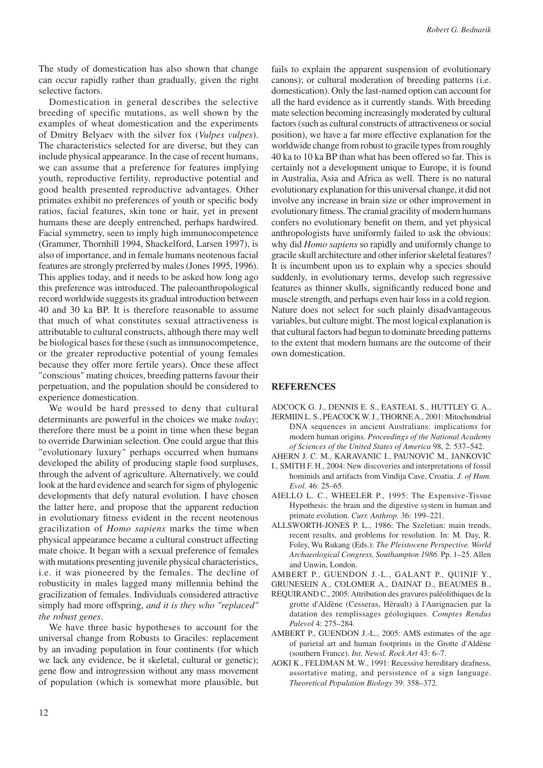The study of domestication has also shown that change can occur rapidly rather than gradually, given the right selective factors.

Domestication in general describes the selective breeding of specific mutations, as well shown by the examples of wheat domestication and the experiments of Dmitry Belyaev with the silver fox (*Vulpes vulpes*). The characteristics selected for are diverse, but they can include physical appearance. In the case of recent humans, we can assume that a preference for features implying youth, reproductive fertility, reproductive potential and good health presented reproductive advantages. Other primates exhibit no preferences of youth or specific body ratios, facial features, skin tone or hair, yet in present humans these are deeply entrenched, perhaps hardwired. Facial symmetry, seen to imply high immunocompetence (Grammer, Thornhill 1994, Shackelford, Larsen 1997), is also of importance, and in female humans neotenous facial features are strongly preferred by males (Jones 1995, 1996). This applies today, and it needs to be asked how long ago this preference was introduced. The paleoanthropological record worldwide suggests its gradual introduction between 40 and 30 ka BP. It is therefore reasonable to assume that much of what constitutes sexual attractiveness is attributable to cultural constructs, although there may well be biological bases for these (such as immunocompetence, or the greater reproductive potential of young females because they offer more fertile years). Once these affect "conscious" mating choices, breeding patterns favour their perpetuation, and the population should be considered to experience domestication.

We would be hard pressed to deny that cultural determinants are powerful in the choices we make *today*; therefore there must be a point in time when these began to override Darwinian selection. One could argue that this "evolutionary luxury" perhaps occurred when humans developed the ability of producing staple food surpluses, through the advent of agriculture. Alternatively, we could look at the hard evidence and search for signs of phylogenic developments that defy natural evolution. I have chosen the latter here, and propose that the apparent reduction in evolutionary fitness evident in the recent neotenous gracilization of *Homo sapiens* marks the time when physical appearance became a cultural construct affecting mate choice. It began with a sexual preference of females with mutations presenting juvenile physical characteristics, i.e. it was pioneered by the females. The decline of robusticity in males lagged many millennia behind the gracilization of females. Individuals considered attractive simply had more offspring, *and it is they who "replaced" the robust genes*.

We have three basic hypotheses to account for the universal change from Robusts to Graciles: replacement by an invading population in four continents (for which we lack any evidence, be it skeletal, cultural or genetic); gene flow and introgression without any mass movement of population (which is somewhat more plausible, but fails to explain the apparent suspension of evolutionary canons); or cultural moderation of breeding patterns (i.e. domestication). Only the last-named option can account for all the hard evidence as it currently stands. With breeding mate selection becoming increasingly moderated by cultural factors (such as cultural constructs of attractiveness or social position), we have a far more effective explanation for the worldwide change from robust to gracile types from roughly 40 ka to 10 ka BP than what has been offered so far. This is certainly not a development unique to Europe, it is found in Australia, Asia and Africa as well. There is no natural evolutionary explanation for this universal change, it did not involve any increase in brain size or other improvement in evolutionary fitness. The cranial gracility of modern humans confers no evolutionary benefit on them, and yet physical anthropologists have uniformly failed to ask the obvious: why did *Homo sapiens* so rapidly and uniformly change to gracile skull architecture and other inferior skeletal features? It is incumbent upon us to explain why a species should suddenly, in evolutionary terms, develop such regressive features as thinner skulls, significantly reduced bone and muscle strength, and perhaps even hair loss in a cold region. Nature does not select for such plainly disadvantageous variables, but culture might. The most logical explanation is that cultural factors had begun to dominate breeding patterns to the extent that modern humans are the outcome of their own domestication.

## REFERENCES

ADCOCK G. J., DENNIS E. S., EASTEAL S., HUTTLEY G. A., JERMIIN L. S., PEACOCK W. J., THORNE A., 2001: Mitochondrial DNA sequences in ancient Australians: implications for modern human origins. *Proceedings of the National Academy of Sciences of the United States of America* 98, 2: 537–542.

AHERN J. C. M., KARAVANIC I., PAUNOVIĆ M., JANKOVIĆ I., SMITH F. H., 2004: New discoveries and interpretations of fossil hominids and artifacts from Vindija Cave, Croatia. *J. of Hum. Evol.* 46: 25–65.

AIELLO L. C., WHEELER P., 1995: The Expensive-Tissue Hypothesis: the brain and the digestive system in human and primate evolution. *Curr. Anthrop.* 36: 199–221.

ALLSWORTH-JONES P. L., 1986: The Szeletian: main trends, recent results, and problems for resolution. In: M. Day, R. Foley, Wu Rukang (Eds.): *The Pleistocene Perspective. World Archaeological Congress, Southampton 1986*. Pp. 1–25. Allen and Unwin, London.

AMBERT P., GUENDON J.-L., GALANT P., QUINIF Y., GRUNESEIN A., COLOMER A., DAINAT D., BEAUMES B., REQUIRAND C., 2005: Attribution des gravures paléolithiques de la grotte d'Aldène (Cesseras, Hérault) à l'Aurignacien par la datation des remplissages géologiques. *Comptes Rendus Palevol* 4: 275–284.

AMBERT P., GUENDON J.-L., 2005: AMS estimates of the age of parietal art and human footprints in the Grotte d'Aldène (southern France). *Int. Newsl. Rock Art* 43: 6–7.

AOKI K., FELDMAN M. W., 1991: Recessive hereditary deafness, assortative mating, and persistence of a sign language. *Theoretical Population Biology* 39: 358–372.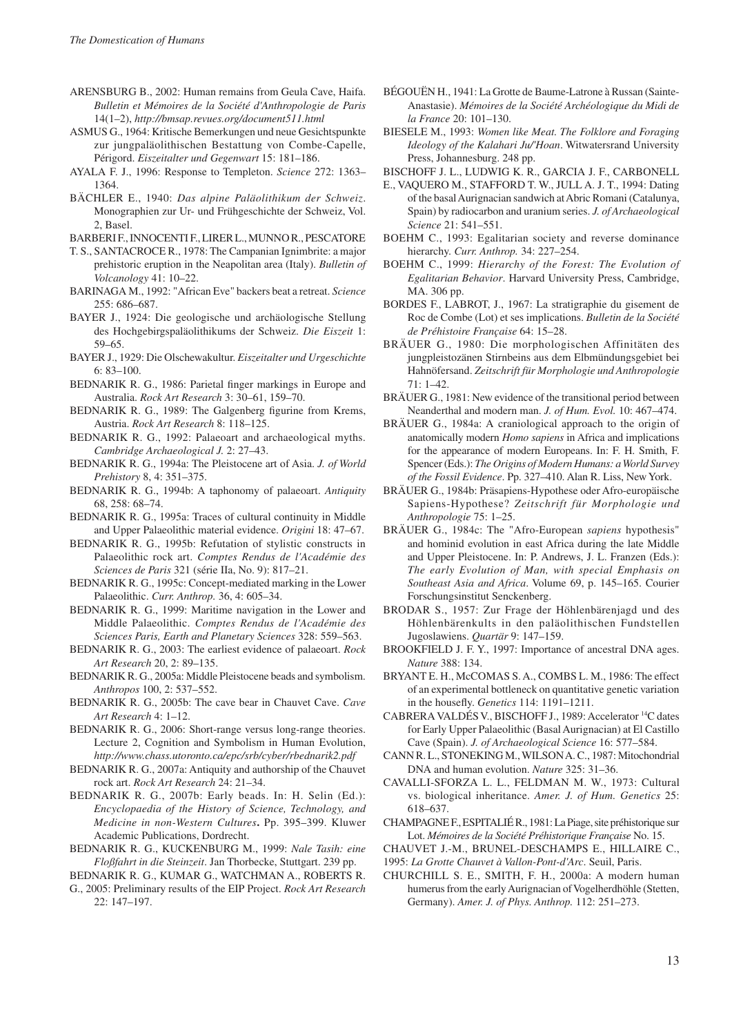ARENSBURG B., 2002: Human remains from Geula Cave, Haifa. *Bulletin et Mémoires de la Société d'Anthropologie de Paris* 14(1–2), *http://bmsap.revues.org/document511.html*

ASMUS G., 1964: Kritische Bemerkungen und neue Gesichtspunkte zur jungpaläolithischen Bestattung von Combe-Capelle, Périgord. *Eiszeitalter und Gegenwart* 15: 181–186.

AYALA F. J., 1996: Response to Templeton. *Science* 272: 1363–1364.

BÄCHLER E., 1940: *Das alpine Paläolithikum der Schweiz*. Monographien zur Ur- und Frühgeschichte der Schweiz, Vol. 2, Basel.

BARBERI F., INNOCENTI F., LIRER L., MUNNO R., PESCATORE T. S., SANTACROCE R., 1978: The Campanian Ignimbrite: a major prehistoric eruption in the Neapolitan area (Italy). *Bulletin of Volcanology* 41: 10–22.

BARINAGA M., 1992: "African Eve" backers beat a retreat. *Science* 255: 686–687.

BAYER J., 1924: Die geologische und archäologische Stellung des Hochgebirgspaläolithikums der Schweiz. *Die Eiszeit* 1: 59–65.

BAYER J., 1929: Die Olschewakultur. *Eiszeitalter und Urgeschichte* 6: 83–100.

BEDNARIK R. G., 1986: Parietal finger markings in Europe and Australia. *Rock Art Research* 3: 30–61, 159–70.

BEDNARIK R. G., 1989: The Galgenberg figurine from Krems, Austria. *Rock Art Research* 8: 118–125.

BEDNARIK R. G., 1992: Palaeoart and archaeological myths. *Cambridge Archaeological J.* 2: 27–43.

BEDNARIK R. G., 1994a: The Pleistocene art of Asia. *J. of World Prehistory* 8, 4: 351–375.

BEDNARIK R. G., 1994b: A taphonomy of palaeoart. *Antiquity* 68, 258: 68–74.

BEDNARIK R. G., 1995a: Traces of cultural continuity in Middle and Upper Palaeolithic material evidence. *Origini* 18: 47–67.

BEDNARIK R. G., 1995b: Refutation of stylistic constructs in Palaeolithic rock art. *Comptes Rendus de l'Académie des Sciences de Paris* 321 (série IIa, No. 9): 817–21.

BEDNARIK R. G., 1995c: Concept-mediated marking in the Lower Palaeolithic. *Curr. Anthrop.* 36, 4: 605–34.

BEDNARIK R. G., 1999: Maritime navigation in the Lower and Middle Palaeolithic. *Comptes Rendus de l'Académie des Sciences Paris, Earth and Planetary Sciences* 328: 559–563.

BEDNARIK R. G., 2003: The earliest evidence of palaeoart. *Rock Art Research* 20, 2: 89–135.

BEDNARIK R. G., 2005a: Middle Pleistocene beads and symbolism. *Anthropos* 100, 2: 537–552.

BEDNARIK R. G., 2005b: The cave bear in Chauvet Cave. *Cave Art Research* 4: 1–12.

BEDNARIK R. G., 2006: Short-range versus long-range theories. Lecture 2, Cognition and Symbolism in Human Evolution, *http://www.chass.utoronto.ca/epc/srb/cyber/rbednarik2.pdf*

BEDNARIK R. G., 2007a: Antiquity and authorship of the Chauvet rock art. *Rock Art Research* 24: 21–34.

BEDNARIK R. G., 2007b: Early beads. In: H. Selin (Ed.): *Encyclopaedia of the History of Science, Technology, and Medicine in non-Western Cultures***.** Pp. 395–399. Kluwer Academic Publications, Dordrecht.

BEDNARIK R. G., KUCKENBURG M., 1999: *Nale Tasih: eine Floßfahrt in die Steinzeit*. Jan Thorbecke, Stuttgart. 239 pp.

BEDNARIK R. G., KUMAR G., WATCHMAN A., ROBERTS R. G., 2005: Preliminary results of the EIP Project. *Rock Art Research* 22: 147–197.

BÉGOUËN H., 1941: La Grotte de Baume-Latrone à Russan (Sainte-Anastasie). *Mémoires de la Société Archéologique du Midi de la France* 20: 101–130.

BIESELE M., 1993: *Women like Meat. The Folklore and Foraging Ideology of the Kalahari Ju/'Hoan*. Witwatersrand University Press, Johannesburg. 248 pp.

BISCHOFF J. L., LUDWIG K. R., GARCIA J. F., CARBONELL E., VAQUERO M., STAFFORD T. W., JULL A. J. T., 1994: Dating of the basal Aurignacian sandwich at Abric Romani (Catalunya, Spain) by radiocarbon and uranium series. *J. of Archaeological Science* 21: 541–551.

BOEHM C., 1993: Egalitarian society and reverse dominance hierarchy. *Curr. Anthrop.* 34: 227–254.

BOEHM C., 1999: *Hierarchy of the Forest: The Evolution of Egalitarian Behavior*. Harvard University Press, Cambridge, MA. 306 pp.

BORDES F., LABROT, J., 1967: La stratigraphie du gisement de Roc de Combe (Lot) et ses implications. *Bulletin de la Société de Préhistoire Française* 64: 15–28.

BRÄUER G., 1980: Die morphologischen Affinitäten des jungpleistozänen Stirnbeins aus dem Elbmündungsgebiet bei Hahnöfersand. *Zeitschrift für Morphologie und Anthropologie* 71: 1–42.

BRÄUER G., 1981: New evidence of the transitional period between Neanderthal and modern man. *J. of Hum. Evol.* 10: 467–474.

BRÄUER G., 1984a: A craniological approach to the origin of anatomically modern *Homo sapiens* in Africa and implications for the appearance of modern Europeans. In: F. H. Smith, F. Spencer (Eds.): *The Origins of Modern Humans: a World Survey of the Fossil Evidence*. Pp. 327–410. Alan R. Liss, New York.

BRÄUER G., 1984b: Präsapiens-Hypothese oder Afro-europäische Sapiens-Hypothese? *Zeitschrift für Morphologie und Anthropologie* 75: 1–25.

BRÄUER G., 1984c: The "Afro-European *sapiens* hypothesis" and hominid evolution in east Africa during the late Middle and Upper Pleistocene. In: P. Andrews, J. L. Franzen (Eds.): *The early Evolution of Man, with special Emphasis on Southeast Asia and Africa*. Volume 69, p. 145–165. Courier Forschungsinstitut Senckenberg.

BRODAR S., 1957: Zur Frage der Höhlenbärenjagd und des Höhlenbärenkults in den paläolithischen Fundstellen Jugoslawiens. *Quartär* 9: 147–159.

BROOKFIELD J. F. Y., 1997: Importance of ancestral DNA ages. *Nature* 388: 134.

BRYANT E. H., McCOMAS S. A., COMBS L. M., 1986: The effect of an experimental bottleneck on quantitative genetic variation in the housefly. *Genetics* 114: 1191–1211.

CABRERA VALDÉS V., BISCHOFF J., 1989: Accelerator $^{14}$C dates for Early Upper Palaeolithic (Basal Aurignacian) at El Castillo Cave (Spain). *J. of Archaeological Science* 16: 577–584.

CANN R. L., STONEKING M., WILSON A. C., 1987: Mitochondrial DNA and human evolution. *Nature* 325: 31–36.

CAVALLI-SFORZA L. L., FELDMAN M. W., 1973: Cultural vs. biological inheritance. *Amer. J. of Hum. Genetics* 25: 618–637.

CHAMPAGNE F., ESPITALIÉ R., 1981: La Piage, site préhistorique sur Lot. *Mémoires de la Société Préhistorique Française* No. 15.

CHAUVET J.-M., BRUNEL-DESCHAMPS E., HILLAIRE C., 1995: *La Grotte Chauvet à Vallon-Pont-d'Arc*. Seuil, Paris.

CHURCHILL S. E., SMITH, F. H., 2000a: A modern human humerus from the early Aurignacian of Vogelherdhöhle (Stetten, Germany). *Amer. J. of Phys. Anthrop.* 112: 251–273.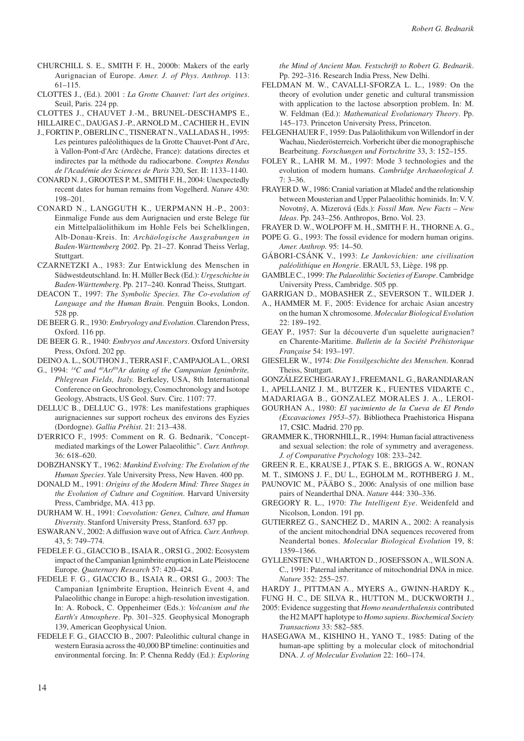CHURCHILL S. E., SMITH F. H., 2000b: Makers of the early Aurignacian of Europe. *Amer. J. of Phys. Anthrop.* 113: 61–115.

CLOTTES J., (Ed.). 2001 : *La Grotte Chauvet: l'art des origines*. Seuil, Paris. 224 pp.

CLOTTES J., CHAUVET J.-M., BRUNEL-DESCHAMPS E., HILLAIRE C., DAUGAS J.-P., ARNOLD M., CACHIER H., EVIN J., FORTIN P., OBERLIN C., TISNERAT N., VALLADAS H., 1995: Les peintures paléolithiques de la Grotte Chauvet-Pont d'Arc, à Vallon-Pont-d'Arc (Ardèche, France): datations directes et indirectes par la méthode du radiocarbone. *Comptes Rendus de l'Académie des Sciences de Paris* 320, Ser. II: 1133–1140.

CONARD N. J., GROOTES P. M., SMITH F. H., 2004: Unexpectedly recent dates for human remains from Vogelherd. *Nature* 430: 198–201.

CONARD N., LANGGUTH K., UERPMANN H.-P., 2003: Einmalige Funde aus dem Aurignacien und erste Belege für ein Mittelpaläolithikum im Hohle Fels bei Schelklingen, Alb-Donau-Kreis. In: *Archäologische Ausgrabungen in Baden-Württemberg 2002*. Pp. 21–27. Konrad Theiss Verlag, Stuttgart.

CZARNETZKI A., 1983: Zur Entwicklung des Menschen in Südwestdeutschland. In: H. Müller Beck (Ed.): *Urgeschichte in Baden-Württemberg*. Pp. 217–240. Konrad Theiss, Stuttgart.

DEACON T., 1997: *The Symbolic Species. The Co-evolution of Language and the Human Brain*. Penguin Books, London. 528 pp.

DE BEER G. R., 1930: *Embryology and Evolution*. Clarendon Press, Oxford. 116 pp.

DE BEER G. R., 1940: *Embryos and Ancestors*. Oxford University Press, Oxford. 202 pp.

DEINO A. L., SOUTHON J., TERRASI F., CAMPAJOLA L., ORSI G., 1994: *$^{14}C$ and $^{40}Ar/^{39}Ar$ dating of the Campanian Ignimbrite, Phlegrean Fields, Italy.* Berkeley, USA, 8th International Conference on Geochronology, Cosmochronology and Isotope Geology, Abstracts, US Geol. Surv. Circ. 1107: 77.

DELLUC B., DELLUC G., 1978: Les manifestations graphiques aurignaciennes sur support rocheux des environs des Eyzies (Dordogne). *Gallia Préhist*. 21: 213–438.

D'ERRICO F., 1995: Comment on R. G. Bednarik, "Concept-mediated markings of the Lower Palaeolithic". *Curr. Anthrop.* 36: 618–620.

DOBZHANSKY T., 1962: *Mankind Evolving: The Evolution of the Human Species*. Yale University Press, New Haven. 400 pp.

DONALD M., 1991: *Origins of the Modern Mind: Three Stages in the Evolution of Culture and Cognition*. Harvard University Press, Cambridge, MA. 413 pp.

DURHAM W. H., 1991: *Coevolution: Genes, Culture, and Human Diversity*. Stanford University Press, Stanford. 637 pp.

ESWARAN V., 2002: A diffusion wave out of Africa. *Curr. Anthrop.* 43, 5: 749–774.

FEDELE F. G., GIACCIO B., ISAIA R., ORSI G., 2002: Ecosystem impact of the Campanian Ignimbrite eruption in Late Pleistocene Europe. *Quaternary Research* 57: 420–424.

FEDELE F. G., GIACCIO B., ISAIA R., ORSI G., 2003: The Campanian Ignimbrite Eruption, Heinrich Event 4, and Palaeolithic change in Europe: a high-resolution investigation. In: A. Robock, C. Oppenheimer (Eds.): *Volcanism and the Earth's Atmosphere*. Pp. 301–325. Geophysical Monograph 139, American Geophysical Union.

FEDELE F. G., GIACCIO B., 2007: Paleolithic cultural change in western Eurasia across the 40,000 BP timeline: continuities and environmental forcing. In: P. Chenna Reddy (Ed.): *Exploring the Mind of Ancient Man. Festschrift to Robert G. Bednarik*. Pp. 292–316. Research India Press, New Delhi.

FELDMAN M. W., CAVALLI-SFORZA L. L., 1989: On the theory of evolution under genetic and cultural transmission with application to the lactose absorption problem. In: M. W. Feldman (Ed.): *Mathematical Evolutionary Theory*. Pp. 145–173. Princeton University Press, Princeton.

FELGENHAUER F., 1959: Das Paläolithikum von Willendorf in der Wachau, Niederösterreich. Vorbericht über die monographische Bearbeitung. *Forschungen und Fortschritte* 33, 3: 152–155.

FOLEY R., LAHR M. M., 1997: Mode 3 technologies and the evolution of modern humans. *Cambridge Archaeological J.* 7: 3–36.

FRAYER D. W., 1986: Cranial variation at Mladeč and the relationship between Mousterian and Upper Palaeolithic hominids. In: V. V. Novotný, A. Mizerová (Eds.): *Fossil Man. New Facts – New Ideas*. Pp. 243–256. Anthropos, Brno. Vol. 23.

FRAYER D. W., WOLPOFF M. H., SMITH F. H., THORNE A. G., POPE G. G., 1993: The fossil evidence for modern human origins. *Amer. Anthrop.* 95: 14–50.

GÁBORI-CSÁNK V., 1993: *Le Jankovichien: une civilisation paléolithique en Hongrie*. ERAUL 53, Liège. 198 pp.

GAMBLE C., 1999: *The Palaeolithic Societies of Europe*. Cambridge University Press, Cambridge. 505 pp.

GARRIGAN D., MOBASHER Z., SEVERSON T., WILDER J. A., HAMMER M. F., 2005: Evidence for archaic Asian ancestry on the human X chromosome. *Molecular Biological Evolution* 22: 189–192.

GEAY P., 1957: Sur la découverte d'un squelette aurignacien? en Charente-Maritime. *Bulletin de la Société Préhistorique Française* 54: 193–197.

GIESELER W., 1974: *Die Fossilgeschichte des Menschen*. Konrad Theiss, Stuttgart.

GONZÁLEZ ECHEGARAY J., FREEMAN L. G., BARANDIARAN I., APELLANIZ J. M., BUTZER K., FUENTES VIDARTE C., MADARIAGA B., GONZALEZ MORALES J. A., LEROI-GOURHAN A., 1980: *El yacimiento de la Cueva de El Pendo (Excavaciones 1953–57)*. Bibliotheca Praehistorica Hispana 17, CSIC. Madrid. 270 pp.

GRAMMER K., THORNHILL, R., 1994: Human facial attractiveness and sexual selection: the role of symmetry and averageness. *J. of Comparative Psychology* 108: 233–242.

GREEN R. E., KRAUSE J., PTAK S. E., BRIGGS A. W., RONAN M. T., SIMONS J. F., DU L., EGHOLM M., ROTHBERG J. M., PAUNOVIC M., PÄÄBO S., 2006: Analysis of one million base pairs of Neanderthal DNA. *Nature* 444: 330–336.

GREGORY R. L., 1970: *The Intelligent Eye*. Weidenfeld and Nicolson, London. 191 pp.

GUTIERREZ G., SANCHEZ D., MARIN A., 2002: A reanalysis of the ancient mitochondrial DNA sequences recovered from Neandertal bones. *Molecular Biological Evolution* 19, 8: 1359–1366.

GYLLENSTEN U., WHARTON D., JOSEFSSON A., WILSON A. C., 1991: Paternal inheritance of mitochondrial DNA in mice. *Nature* 352: 255–257.

HARDY J., PITTMAN A., MYERS A., GWINN-HARDY K., FUNG H. C., DE SILVA R., HUTTON M., DUCKWORTH J., 2005: Evidence suggesting that *Homo neanderthalensis* contributed the H2 MAPT haplotype to *Homo sapiens*. *Biochemical Society Transactions* 33: 582–585.

HASEGAWA M., KISHINO H., YANO T., 1985: Dating of the human-ape splitting by a molecular clock of mitochondrial DNA. *J. of Molecular Evolution* 22: 160–174.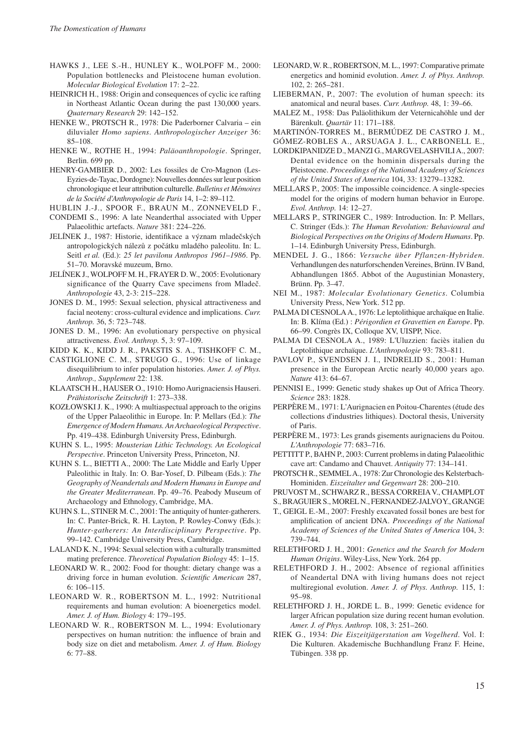HAWKS J., LEE S.-H., HUNLEY K., WOLPOFF M., 2000: Population bottlenecks and Pleistocene human evolution. *Molecular Biological Evolution* 17: 2–22.

HEINRICH H., 1988: Origin and consequences of cyclic ice rafting in Northeast Atlantic Ocean during the past 130,000 years. *Quaternary Research* 29: 142–152.

HENKE W., PROTSCH R., 1978: Die Paderborner Calvaria – ein diluvialer *Homo sapiens*. *Anthropologischer Anzeiger* 36: 85–108.

HENKE W., ROTHE H., 1994: *Paläoanthropologie*. Springer, Berlin. 699 pp.

HENRY-GAMBIER D., 2002: Les fossiles de Cro-Magnon (Les-Eyzies-de-Tayac, Dordogne): Nouvelles données sur leur position chronologique et leur attribution culturelle. *Bulletins et Mémoires de la Société d'Anthropologie de Paris* 14, 1–2: 89–112.

HUBLIN J.-J., SPOOR F., BRAUN M., ZONNEVELD F., CONDEMI S., 1996: A late Neanderthal associated with Upper Palaeolithic artefacts. *Nature* 381: 224–226.

JELÍNEK J., 1987: Historie, identifikace a význam mladečských antropologických nálezů z počátku mladého paleolitu. In: L. Seitl *et al.* (Ed.): *25 let pavilonu Anthropos 1961–1986*. Pp. 51–70. Moravské muzeum, Brno.

JELÍNEK J., WOLPOFF M. H., FRAYER D. W., 2005: Evolutionary significance of the Quarry Cave specimens from Mladeč. *Anthropologie* 43, 2-3: 215–228.

JONES D. M., 1995: Sexual selection, physical attractiveness and facial neoteny: cross-cultural evidence and implications. *Curr. Anthrop.* 36, 5: 723–748.

JONES D. M., 1996: An evolutionary perspective on physical attractiveness. *Evol. Anthrop.* 5, 3: 97–109.

KIDD K. K., KIDD J. R., PAKSTIS S. A., TISHKOFF C. M., CASTIGLIONE C. M., STRUGO G., 1996: Use of linkage disequilibrium to infer population histories. *Amer. J. of Phys. Anthrop., Supplement* 22: 138.

KLAATSCH H., HAUSER O., 1910: Homo Aurignaciensis Hauseri. *Prähistorische Zeitschrift* 1: 273–338.

KOZŁOWSKI J. K., 1990: A multiaspectual approach to the origins of the Upper Palaeolithic in Europe. In: P. Mellars (Ed.): *The Emergence of Modern Humans. An Archaeological Perspective*. Pp. 419–438. Edinburgh University Press, Edinburgh.

KUHN S. L., 1995: *Mousterian Lithic Technology. An Ecological Perspective*. Princeton University Press, Princeton, NJ.

KUHN S. L., BIETTI A., 2000: The Late Middle and Early Upper Paleolithic in Italy. In: O. Bar-Yosef, D. Pilbeam (Eds.): *The Geography of Neandertals and Modern Humans in Europe and the Greater Mediterranean*. Pp. 49–76. Peabody Museum of Archaeology and Ethnology, Cambridge, MA.

KUHN S. L., STINER M. C., 2001: The antiquity of hunter-gatherers. In: C. Panter-Brick, R. H. Layton, P. Rowley-Conwy (Eds.): *Hunter-gatherers: An Interdisciplinary Perspective*. Pp. 99–142. Cambridge University Press, Cambridge.

LALAND K. N., 1994: Sexual selection with a culturally transmitted mating preference. *Theoretical Population Biology* 45: 1–15.

LEONARD W. R., 2002: Food for thought: dietary change was a driving force in human evolution. *Scientific American* 287, 6: 106–115.

LEONARD W. R., ROBERTSON M. L., 1992: Nutritional requirements and human evolution: A bioenergetics model. *Amer. J. of Hum. Biology* 4: 179–195.

LEONARD W. R., ROBERTSON M. L., 1994: Evolutionary perspectives on human nutrition: the influence of brain and body size on diet and metabolism. *Amer. J. of Hum. Biology* 6: 77–88.

LEONARD, W. R., ROBERTSON, M. L., 1997: Comparative primate energetics and hominid evolution. *Amer. J. of Phys. Anthrop.* 102, 2: 265–281.

LIEBERMAN, P., 2007: The evolution of human speech: its anatomical and neural bases. *Curr. Anthrop.* 48, 1: 39–66.

MALEZ M., 1958: Das Paläolithikum der Veternicahöhle und der Bärenkult. *Quartär* 11: 171–188.

MARTINÓN-TORRES M., BERMÚDEZ DE CASTRO J. M., GÓMEZ-ROBLES A., ARSUAGA J. L., CARBONELL E., LORDKIPANIDZE D., MANZI G., MARGVELASHVILI A., 2007: Dental evidence on the hominin dispersals during the Pleistocene. *Proceedings of the National Academy of Sciences of the United States of America* 104, 33: 13279–13282.

MELLARS P., 2005: The impossible coincidence. A single-species model for the origins of modern human behavior in Europe. *Evol. Anthrop.* 14: 12–27.

MELLARS P., STRINGER C., 1989: Introduction. In: P. Mellars, C. Stringer (Eds.): *The Human Revolution: Behavioural and Biological Perspectives on the Origins of Modern Humans*. Pp. 1–14. Edinburgh University Press, Edinburgh.

MENDEL J. G., 1866: *Versuche über Pflanzen-Hybriden*. Verhandlungen des naturforschenden Vereines, Brünn. IV Band, Abhandlungen 1865. Abbot of the Augustinian Monastery, Brünn. Pp. 3–47.

NEI M., 1987: *Molecular Evolutionary Genetics*. Columbia University Press, New York. 512 pp.

PALMA DI CESNOLA A., 1976: Le leptolithique archaïque en Italie. In: B. Klíma (Ed.) : *Périgordien et Gravettien en Europe*. Pp. 66–99. Congrès IX, Colloque XV, UISPP, Nice.

PALMA DI CESNOLA A., 1989: L'Uluzzien: faciès italien du Leptolithique archaïque. *L'Anthropologie* 93: 783–811.

PAVLOV P., SVENDSEN J. I., INDRELID S., 2001: Human presence in the European Arctic nearly 40,000 years ago. *Nature* 413: 64–67.

PENNISI E., 1999: Genetic study shakes up Out of Africa Theory. *Science* 283: 1828.

PERPÈRE M., 1971: L'Aurignacien en Poitou-Charentes (étude des collections d'industries lithiques). Doctoral thesis, University of Paris.

PERPÈRE M., 1973: Les grands gisements aurignaciens du Poitou. *L'Anthropologie* 77: 683–716.

PETTITT P., BAHN P., 2003: Current problems in dating Palaeolithic cave art: Candamo and Chauvet. *Antiquity* 77: 134–141.

PROTSCH R., SEMMEL A., 1978: Zur Chronologie des Kelsterbach-Hominiden. *Eiszeitalter und Gegenwart* 28: 200–210.

PRUVOST M., SCHWARZ R., BESSA CORREIA V., CHAMPLOT S., BRAGUIER S., MOREL N., FERNANDEZ-JALVOY., GRANGE T., GEIGL E.-M., 2007: Freshly excavated fossil bones are best for amplification of ancient DNA. *Proceedings of the National Academy of Sciences of the United States of America* 104, 3: 739–744.

RELETHFORD J. H., 2001: *Genetics and the Search for Modern Human Origins*. Wiley-Liss, New York. 264 pp.

RELETHFORD J. H., 2002: Absence of regional affinities of Neandertal DNA with living humans does not reject multiregional evolution. *Amer. J. of Phys. Anthrop.* 115, 1: 95–98.

RELETHFORD J. H., JORDE L. B., 1999: Genetic evidence for larger African population size during recent human evolution. *Amer. J. of Phys. Anthrop.* 108, 3: 251–260.

RIEK G., 1934: *Die Eiszeitjägerstation am Vogelherd*. Vol. I: Die Kulturen. Akademische Buchhandlung Franz F. Heine, Tübingen. 338 pp.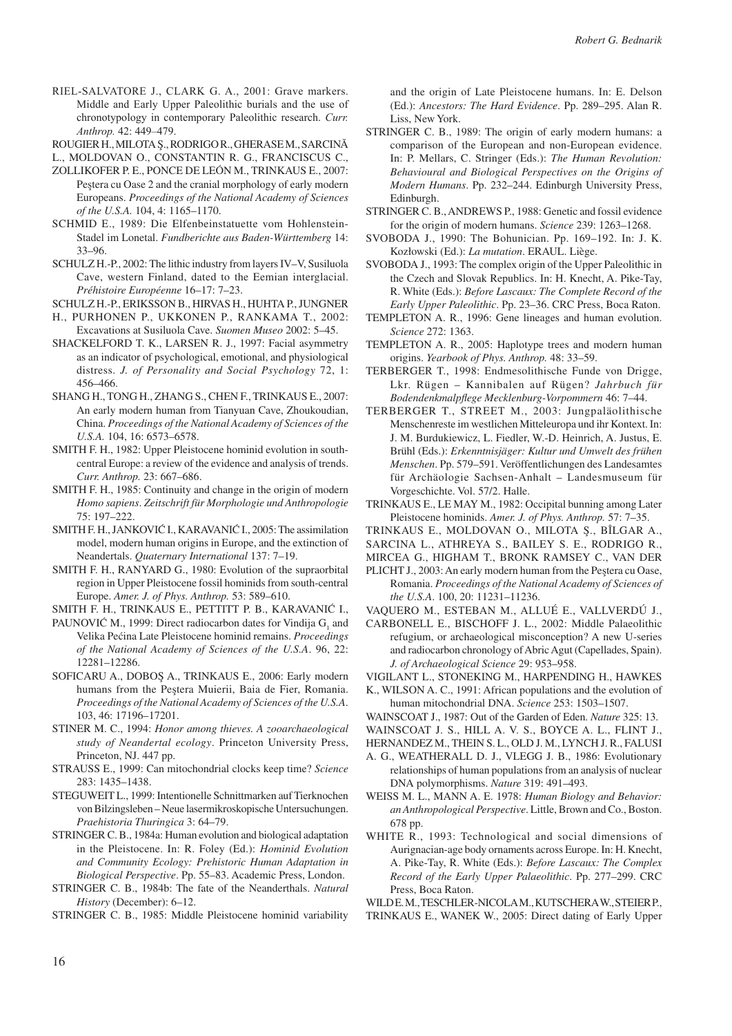RIEL-SALVATORE J., CLARK G. A., 2001: Grave markers. Middle and Early Upper Paleolithic burials and the use of chronotypology in contemporary Paleolithic research. *Curr. Anthrop.* 42: 449–479.

ROUGIER H., MILOTA Ş., RODRIGO R., GHERASE M., SARCINĂ L., MOLDOVAN O., CONSTANTIN R. G., FRANCISCUS C., ZOLLIKOFER P. E., PONCE DE LEÓN M., TRINKAUS E., 2007: Peştera cu Oase 2 and the cranial morphology of early modern Europeans. *Proceedings of the National Academy of Sciences of the U.S.A.* 104, 4: 1165–1170.

SCHMID E., 1989: Die Elfenbeinstatuette vom Hohlenstein-Stadel im Lonetal. *Fundberichte aus Baden-Württemberg* 14: 33–96.

SCHULZ H.-P., 2002: The lithic industry from layers IV–V, Susiluola Cave, western Finland, dated to the Eemian interglacial. *Préhistoire Européenne* 16–17: 7–23.

SCHULZ H.-P., ERIKSSON B., HIRVAS H., HUHTA P., JUNGNER H., PURHONEN P., UKKONEN P., RANKAMA T., 2002: Excavations at Susiluola Cave. *Suomen Museo* 2002: 5–45.

SHACKELFORD T. K., LARSEN R. J., 1997: Facial asymmetry as an indicator of psychological, emotional, and physiological distress. *J. of Personality and Social Psychology* 72, 1: 456–466.

SHANG H., TONG H., ZHANG S., CHEN F., TRINKAUS E., 2007: An early modern human from Tianyuan Cave, Zhoukoudian, China. *Proceedings of the National Academy of Sciences of the U.S.A.* 104, 16: 6573–6578.

SMITH F. H., 1982: Upper Pleistocene hominid evolution in south-central Europe: a review of the evidence and analysis of trends. *Curr. Anthrop.* 23: 667–686.

SMITH F. H., 1985: Continuity and change in the origin of modern *Homo sapiens*. *Zeitschrift für Morphologie und Anthropologie* 75: 197–222.

SMITH F. H., JANKOVIĆ I., KARAVANIĆ I., 2005: The assimilation model, modern human origins in Europe, and the extinction of Neandertals. *Quaternary International* 137: 7–19.

SMITH F. H., RANYARD G., 1980: Evolution of the supraorbital region in Upper Pleistocene fossil hominids from south-central Europe. *Amer. J. of Phys. Anthrop.* 53: 589–610.

SMITH F. H., TRINKAUS E., PETTITT P. B., KARAVANIĆ I., PAUNOVIĆ M., 1999: Direct radiocarbon dates for Vindija $G_1$ and Velika Pećina Late Pleistocene hominid remains. *Proceedings of the National Academy of Sciences of the U.S.A.* 96, 22: 12281–12286.

SOFICARU A., DOBOŞ A., TRINKAUS E., 2006: Early modern humans from the Peştera Muierii, Baia de Fier, Romania. *Proceedings of the National Academy of Sciences of the U.S.A.* 103, 46: 17196–17201.

STINER M. C., 1994: *Honor among thieves. A zooarchaeological study of Neandertal ecology*. Princeton University Press, Princeton, NJ. 447 pp.

STRAUSS E., 1999: Can mitochondrial clocks keep time? *Science* 283: 1435–1438.

STEGUWEIT L., 1999: Intentionelle Schnittmarken auf Tierknochen von Bilzingsleben – Neue lasermikroskopische Untersuchungen. *Praehistoria Thuringica* 3: 64–79.

STRINGER C. B., 1984a: Human evolution and biological adaptation in the Pleistocene. In: R. Foley (Ed.): *Hominid Evolution and Community Ecology: Prehistoric Human Adaptation in Biological Perspective*. Pp. 55–83. Academic Press, London.

STRINGER C. B., 1984b: The fate of the Neanderthals. *Natural History* (December): 6–12.

STRINGER C. B., 1985: Middle Pleistocene hominid variability and the origin of Late Pleistocene humans. In: E. Delson (Ed.): *Ancestors: The Hard Evidence*. Pp. 289–295. Alan R. Liss, New York.

STRINGER C. B., 1989: The origin of early modern humans: a comparison of the European and non-European evidence. In: P. Mellars, C. Stringer (Eds.): *The Human Revolution: Behavioural and Biological Perspectives on the Origins of Modern Humans*. Pp. 232–244. Edinburgh University Press, Edinburgh.

STRINGER C. B., ANDREWS P., 1988: Genetic and fossil evidence for the origin of modern humans. *Science* 239: 1263–1268.

SVOBODA J., 1990: The Bohunician. Pp. 169–192. In: J. K. Kozłowski (Ed.): *La mutation*. ERAUL. Liège.

SVOBODA J., 1993: The complex origin of the Upper Paleolithic in the Czech and Slovak Republics. In: H. Knecht, A. Pike-Tay, R. White (Eds.): *Before Lascaux: The Complete Record of the Early Upper Paleolithic*. Pp. 23–36. CRC Press, Boca Raton.

TEMPLETON A. R., 1996: Gene lineages and human evolution. *Science* 272: 1363.

TEMPLETON A. R., 2005: Haplotype trees and modern human origins. *Yearbook of Phys. Anthrop.* 48: 33–59.

TERBERGER T., 1998: Endmesolithische Funde von Drigge, Lkr. Rügen – Kannibalen auf Rügen? *Jahrbuch für Bodendenkmalpflege Mecklenburg-Vorpommern* 46: 7–44.

TERBERGER T., STREET M., 2003: Jungpaläolithische Menschenreste im westlichen Mitteleuropa und ihr Kontext. In: J. M. Burdukiewicz, L. Fiedler, W.-D. Heinrich, A. Justus, E. Brühl (Eds.): *Erkenntnisjäger: Kultur und Umwelt des frühen Menschen*. Pp. 579–591. Veröffentlichungen des Landesamtes für Archäologie Sachsen-Anhalt – Landesmuseum für Vorgeschichte. Vol. 57/2. Halle.

TRINKAUS E., LE MAY M., 1982: Occipital bunning among Later Pleistocene hominids. *Amer. J. of Phys. Anthrop.* 57: 7–35.

TRINKAUS E., MOLDOVAN O., MILOTA Ş., BÎLGAR A., SARCINA L., ATHREYA S., BAILEY S. E., RODRIGO R., MIRCEA G., HIGHAM T., BRONK RAMSEY C., VAN DER PLICHT J., 2003: An early modern human from the Peştera cu Oase, Romania. *Proceedings of the National Academy of Sciences of the U.S.A.* 100, 20: 11231–11236.

VAQUERO M., ESTEBAN M., ALLUÉ E., VALLVERDÚ J., CARBONELL E., BISCHOFF J. L., 2002: Middle Palaeolithic refugium, or archaeological misconception? A new U-series and radiocarbon chronology of Abric Agut (Capellades, Spain). *J. of Archaeological Science* 29: 953–958.

VIGILANT L., STONEKING M., HARPENDING H., HAWKES K., WILSON A. C., 1991: African populations and the evolution of human mitochondrial DNA. *Science* 253: 1503–1507.

WAINSCOAT J., 1987: Out of the Garden of Eden. *Nature* 325: 13.

WAINSCOAT J. S., HILL A. V. S., BOYCE A. L., FLINT J., HERNANDEZ M., THEIN S. L., OLD J. M., LYNCH J. R., FALUSI A. G., WEATHERALL D. J., VLEGG J. B., 1986: Evolutionary relationships of human populations from an analysis of nuclear DNA polymorphisms. *Nature* 319: 491–493.

WEISS M. L., MANN A. E. 1978: *Human Biology and Behavior: an Anthropological Perspective*. Little, Brown and Co., Boston. 678 pp.

WHITE R., 1993: Technological and social dimensions of Aurignacian-age body ornaments across Europe. In: H. Knecht, A. Pike-Tay, R. White (Eds.): *Before Lascaux: The Complex Record of the Early Upper Palaeolithic*. Pp. 277–299. CRC Press, Boca Raton.

WILD E. M., TESCHLER-NICOLA M., KUTSCHERA W., STEIER P., TRINKAUS E., WANEK W., 2005: Direct dating of Early Upper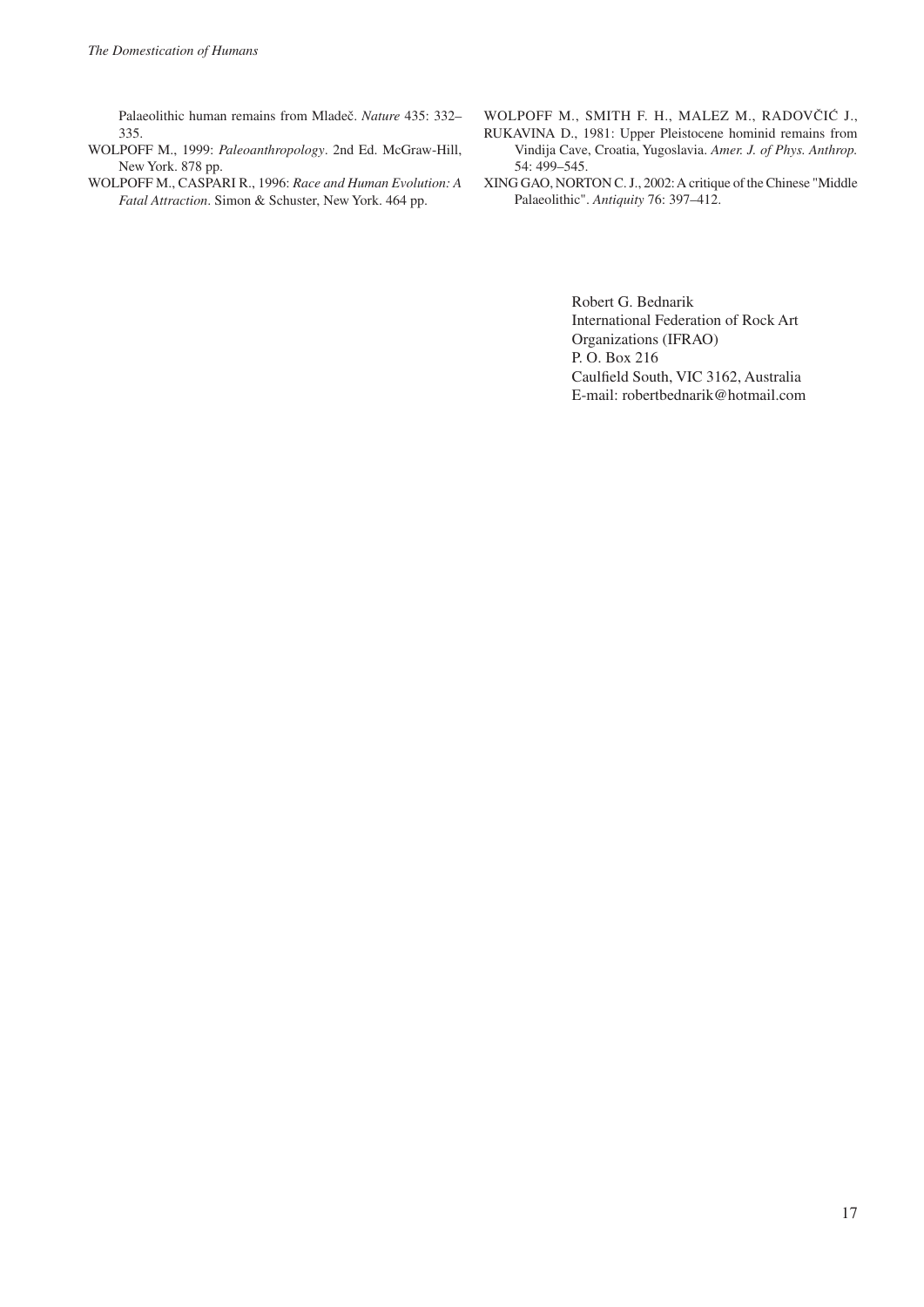Palaeolithic human remains from Mladeč. *Nature* 435: 332–335.

WOLPOFF M., 1999: *Paleoanthropology*. 2nd Ed. McGraw-Hill, New York. 878 pp.

WOLPOFF M., CASPARI R., 1996: *Race and Human Evolution: A Fatal Attraction*. Simon & Schuster, New York. 464 pp.

WOLPOFF M., SMITH F. H., MALEZ M., RADOVČIĆ J., RUKAVINA D., 1981: Upper Pleistocene hominid remains from Vindija Cave, Croatia, Yugoslavia. *Amer. J. of Phys. Anthrop.* 54: 499–545.

XING GAO, NORTON C. J., 2002: A critique of the Chinese "Middle Palaeolithic". *Antiquity* 76: 397–412.

Robert G. Bednarik
International Federation of Rock Art Organizations (IFRAO)
P. O. Box 216
Caulfield South, VIC 3162, Australia
E-mail: robertbednarik@hotmail.com